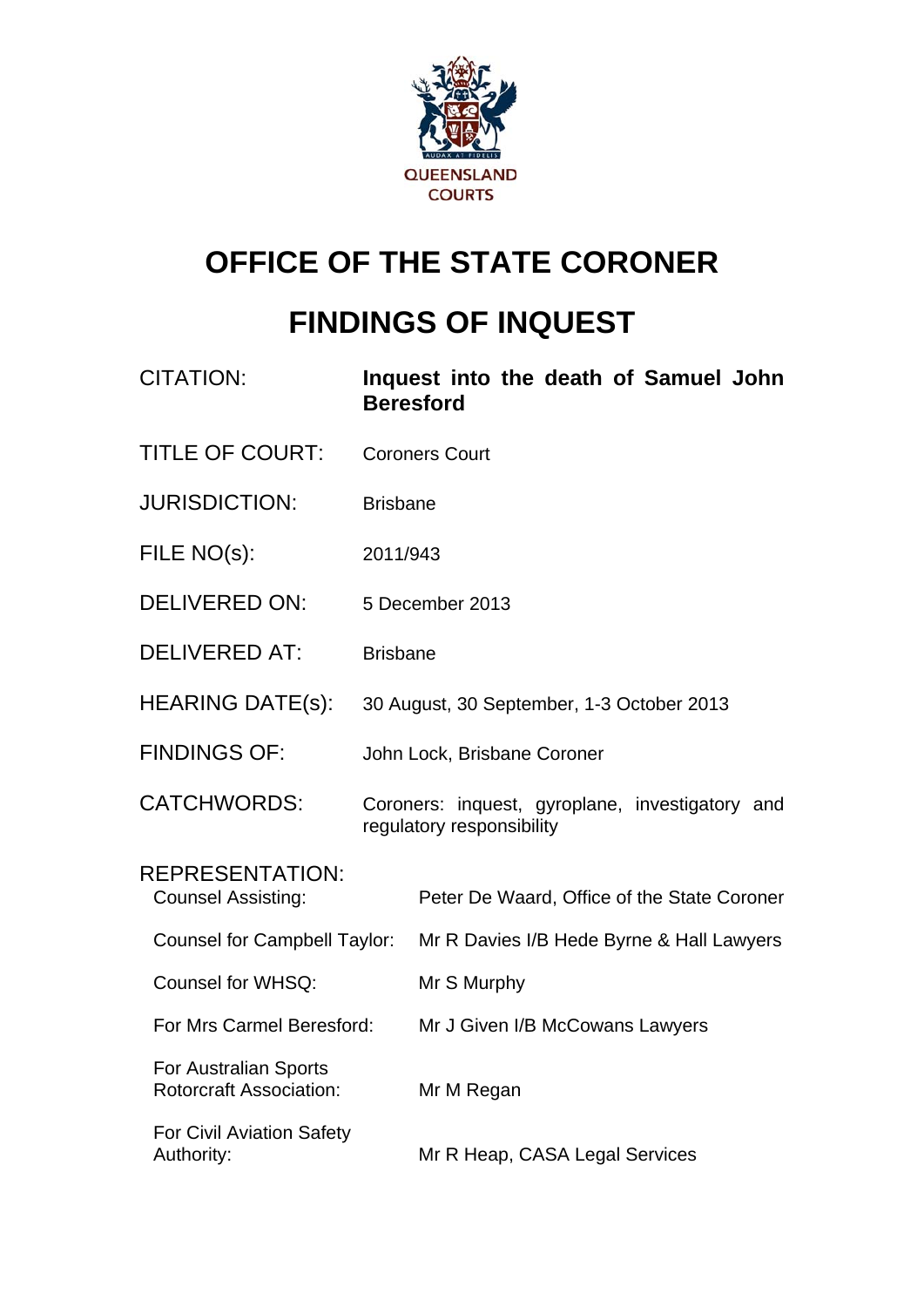QUEENSLAND COURTS

# OFFICE OF THE STATE CORONER

# FINDINGS OF INQUEST

| | |
|---|---|
| CITATION: | **Inquest into the death of Samuel John Beresford** |
| TITLE OF COURT: | Coroners Court |
| JURISDICTION: | Brisbane |
| FILE NO(s): | 2011/943 |
| DELIVERED ON: | 5 December 2013 |
| DELIVERED AT: | Brisbane |
| HEARING DATE(s): | 30 August, 30 September, 1-3 October 2013 |
| FINDINGS OF: | John Lock, Brisbane Coroner |
| CATCHWORDS: | Coroners: inquest, gyroplane, investigatory and regulatory responsibility |

REPRESENTATION:

| | |
|---|---|
| Counsel Assisting: | Peter De Waard, Office of the State Coroner |
| Counsel for Campbell Taylor: | Mr R Davies I/B Hede Byrne & Hall Lawyers |
| Counsel for WHSQ: | Mr S Murphy |
| For Mrs Carmel Beresford: | Mr J Given I/B McCowans Lawyers |
| For Australian Sports Rotorcraft Association: | Mr M Regan |
| For Civil Aviation Safety Authority: | Mr R Heap, CASA Legal Services |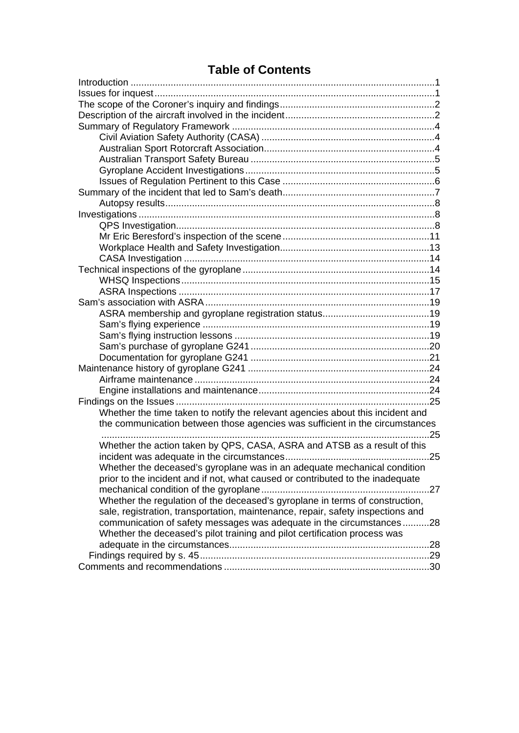# Table of Contents

Introduction .....1
Issues for inquest .....1
The scope of the Coroner's inquiry and findings .....2
Description of the aircraft involved in the incident .....2
Summary of Regulatory Framework .....4
- Civil Aviation Safety Authority (CASA) .....4
- Australian Sport Rotorcraft Association .....4
- Australian Transport Safety Bureau .....5
- Gyroplane Accident Investigations .....5
- Issues of Regulation Pertinent to this Case .....6

Summary of the incident that led to Sam's death .....7
- Autopsy results .....8

Investigations .....8
- QPS Investigation .....8
- Mr Eric Beresford's inspection of the scene .....11
- Workplace Health and Safety Investigation .....13
- CASA Investigation .....14

Technical inspections of the gyroplane .....14
- WHSQ Inspections .....15
- ASRA Inspections .....17

Sam's association with ASRA .....19
- ASRA membership and gyroplane registration status .....19
- Sam's flying experience .....19
- Sam's flying instruction lessons .....19
- Sam's purchase of gyroplane G241 .....20
- Documentation for gyroplane G241 .....21

Maintenance history of gyroplane G241 .....24
- Airframe maintenance .....24
- Engine installations and maintenance .....24

Findings on the Issues .....25
- Whether the time taken to notify the relevant agencies about this incident and the communication between those agencies was sufficient in the circumstances .....25
- Whether the action taken by QPS, CASA, ASRA and ATSB as a result of this incident was adequate in the circumstances .....25
- Whether the deceased's gyroplane was in an adequate mechanical condition prior to the incident and if not, what caused or contributed to the inadequate mechanical condition of the gyroplane .....27
- Whether the regulation of the deceased's gyroplane in terms of construction, sale, registration, transportation, maintenance, repair, safety inspections and communication of safety messages was adequate in the circumstances .....28
- Whether the deceased's pilot training and pilot certification process was adequate in the circumstances .....28
- Findings required by s. 45 .....29

Comments and recommendations .....30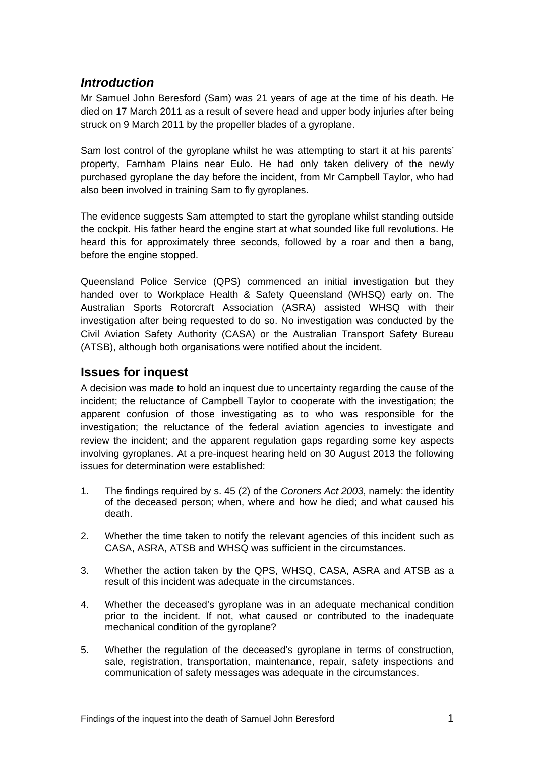## *Introduction*

Mr Samuel John Beresford (Sam) was 21 years of age at the time of his death. He died on 17 March 2011 as a result of severe head and upper body injuries after being struck on 9 March 2011 by the propeller blades of a gyroplane.

Sam lost control of the gyroplane whilst he was attempting to start it at his parents' property, Farnham Plains near Eulo. He had only taken delivery of the newly purchased gyroplane the day before the incident, from Mr Campbell Taylor, who had also been involved in training Sam to fly gyroplanes.

The evidence suggests Sam attempted to start the gyroplane whilst standing outside the cockpit. His father heard the engine start at what sounded like full revolutions. He heard this for approximately three seconds, followed by a roar and then a bang, before the engine stopped.

Queensland Police Service (QPS) commenced an initial investigation but they handed over to Workplace Health & Safety Queensland (WHSQ) early on. The Australian Sports Rotorcraft Association (ASRA) assisted WHSQ with their investigation after being requested to do so. No investigation was conducted by the Civil Aviation Safety Authority (CASA) or the Australian Transport Safety Bureau (ATSB), although both organisations were notified about the incident.

## Issues for inquest

A decision was made to hold an inquest due to uncertainty regarding the cause of the incident; the reluctance of Campbell Taylor to cooperate with the investigation; the apparent confusion of those investigating as to who was responsible for the investigation; the reluctance of the federal aviation agencies to investigate and review the incident; and the apparent regulation gaps regarding some key aspects involving gyroplanes. At a pre-inquest hearing held on 30 August 2013 the following issues for determination were established:

1. The findings required by s. 45 (2) of the *Coroners Act 2003*, namely: the identity of the deceased person; when, where and how he died; and what caused his death.
2. Whether the time taken to notify the relevant agencies of this incident such as CASA, ASRA, ATSB and WHSQ was sufficient in the circumstances.
3. Whether the action taken by the QPS, WHSQ, CASA, ASRA and ATSB as a result of this incident was adequate in the circumstances.
4. Whether the deceased's gyroplane was in an adequate mechanical condition prior to the incident. If not, what caused or contributed to the inadequate mechanical condition of the gyroplane?
5. Whether the regulation of the deceased's gyroplane in terms of construction, sale, registration, transportation, maintenance, repair, safety inspections and communication of safety messages was adequate in the circumstances.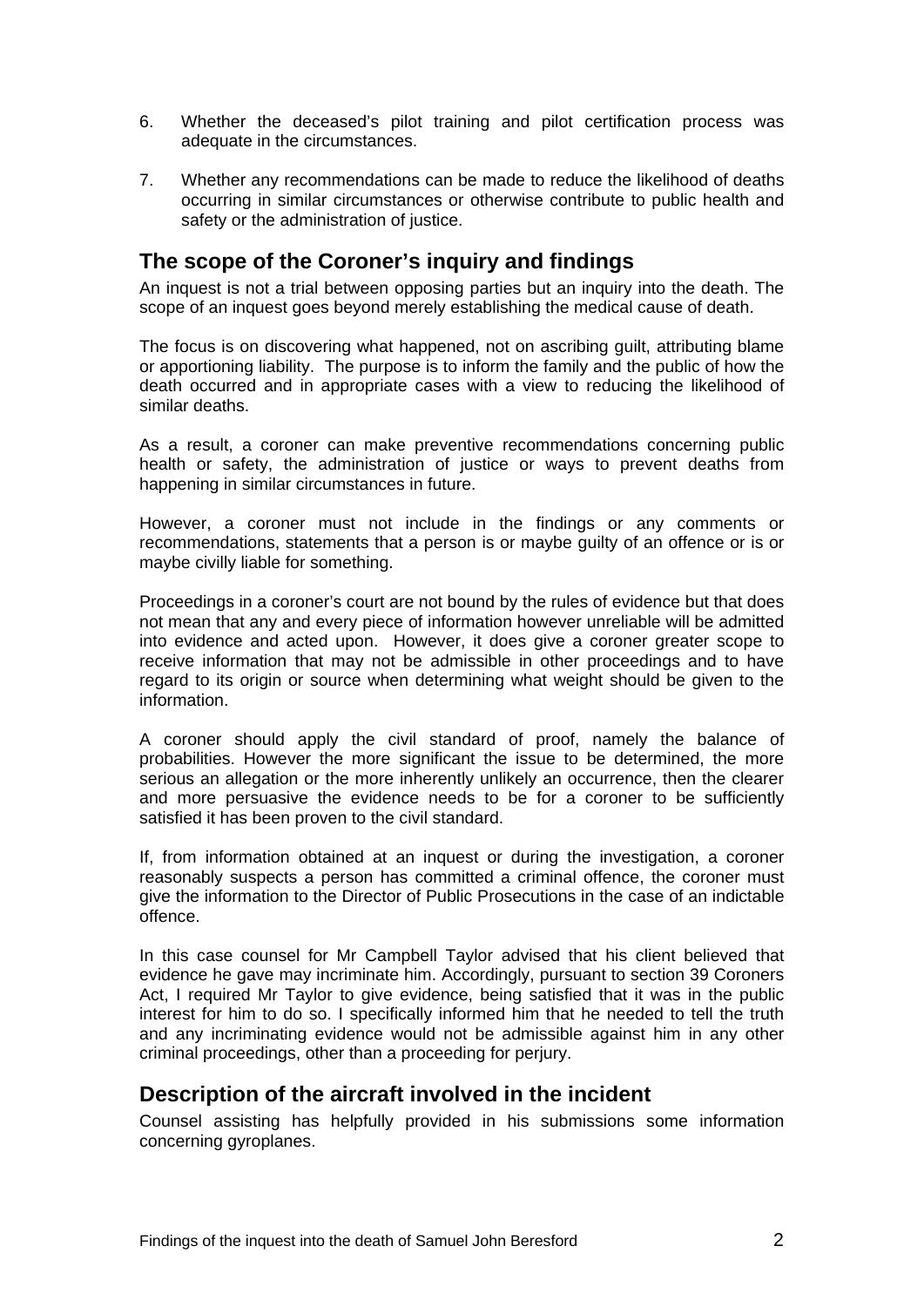6. Whether the deceased's pilot training and pilot certification process was adequate in the circumstances.

7. Whether any recommendations can be made to reduce the likelihood of deaths occurring in similar circumstances or otherwise contribute to public health and safety or the administration of justice.

## The scope of the Coroner's inquiry and findings

An inquest is not a trial between opposing parties but an inquiry into the death. The scope of an inquest goes beyond merely establishing the medical cause of death.

The focus is on discovering what happened, not on ascribing guilt, attributing blame or apportioning liability. The purpose is to inform the family and the public of how the death occurred and in appropriate cases with a view to reducing the likelihood of similar deaths.

As a result, a coroner can make preventive recommendations concerning public health or safety, the administration of justice or ways to prevent deaths from happening in similar circumstances in future.

However, a coroner must not include in the findings or any comments or recommendations, statements that a person is or maybe guilty of an offence or is or maybe civilly liable for something.

Proceedings in a coroner's court are not bound by the rules of evidence but that does not mean that any and every piece of information however unreliable will be admitted into evidence and acted upon. However, it does give a coroner greater scope to receive information that may not be admissible in other proceedings and to have regard to its origin or source when determining what weight should be given to the information.

A coroner should apply the civil standard of proof, namely the balance of probabilities. However the more significant the issue to be determined, the more serious an allegation or the more inherently unlikely an occurrence, then the clearer and more persuasive the evidence needs to be for a coroner to be sufficiently satisfied it has been proven to the civil standard.

If, from information obtained at an inquest or during the investigation, a coroner reasonably suspects a person has committed a criminal offence, the coroner must give the information to the Director of Public Prosecutions in the case of an indictable offence.

In this case counsel for Mr Campbell Taylor advised that his client believed that evidence he gave may incriminate him. Accordingly, pursuant to section 39 Coroners Act, I required Mr Taylor to give evidence, being satisfied that it was in the public interest for him to do so. I specifically informed him that he needed to tell the truth and any incriminating evidence would not be admissible against him in any other criminal proceedings, other than a proceeding for perjury.

## Description of the aircraft involved in the incident

Counsel assisting has helpfully provided in his submissions some information concerning gyroplanes.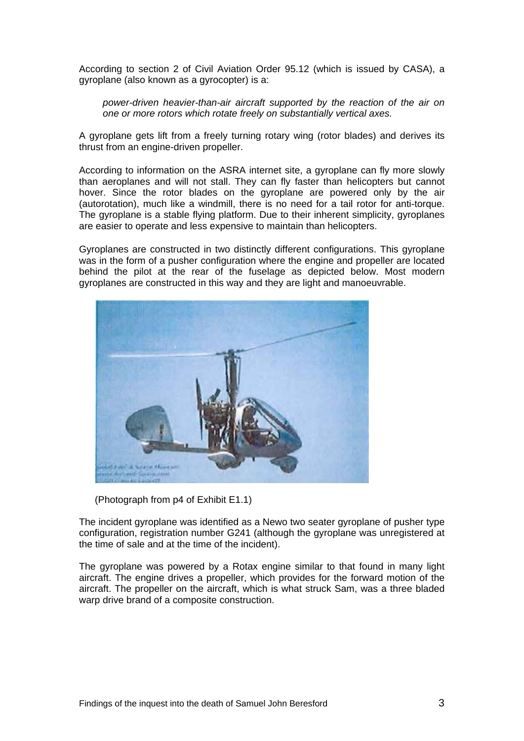According to section 2 of Civil Aviation Order 95.12 (which is issued by CASA), a gyroplane (also known as a gyrocopter) is a:

> *power-driven heavier-than-air aircraft supported by the reaction of the air on one or more rotors which rotate freely on substantially vertical axes.*

A gyroplane gets lift from a freely turning rotary wing (rotor blades) and derives its thrust from an engine-driven propeller.

According to information on the ASRA internet site, a gyroplane can fly more slowly than aeroplanes and will not stall. They can fly faster than helicopters but cannot hover. Since the rotor blades on the gyroplane are powered only by the air (autorotation), much like a windmill, there is no need for a tail rotor for anti-torque. The gyroplane is a stable flying platform. Due to their inherent simplicity, gyroplanes are easier to operate and less expensive to maintain than helicopters.

Gyroplanes are constructed in two distinctly different configurations. This gyroplane was in the form of a pusher configuration where the engine and propeller are located behind the pilot at the rear of the fuselage as depicted below. Most modern gyroplanes are constructed in this way and they are light and manoeuvrable.

(Photograph from p4 of Exhibit E1.1)

The incident gyroplane was identified as a Newo two seater gyroplane of pusher type configuration, registration number G241 (although the gyroplane was unregistered at the time of sale and at the time of the incident).

The gyroplane was powered by a Rotax engine similar to that found in many light aircraft. The engine drives a propeller, which provides for the forward motion of the aircraft. The propeller on the aircraft, which is what struck Sam, was a three bladed warp drive brand of a composite construction.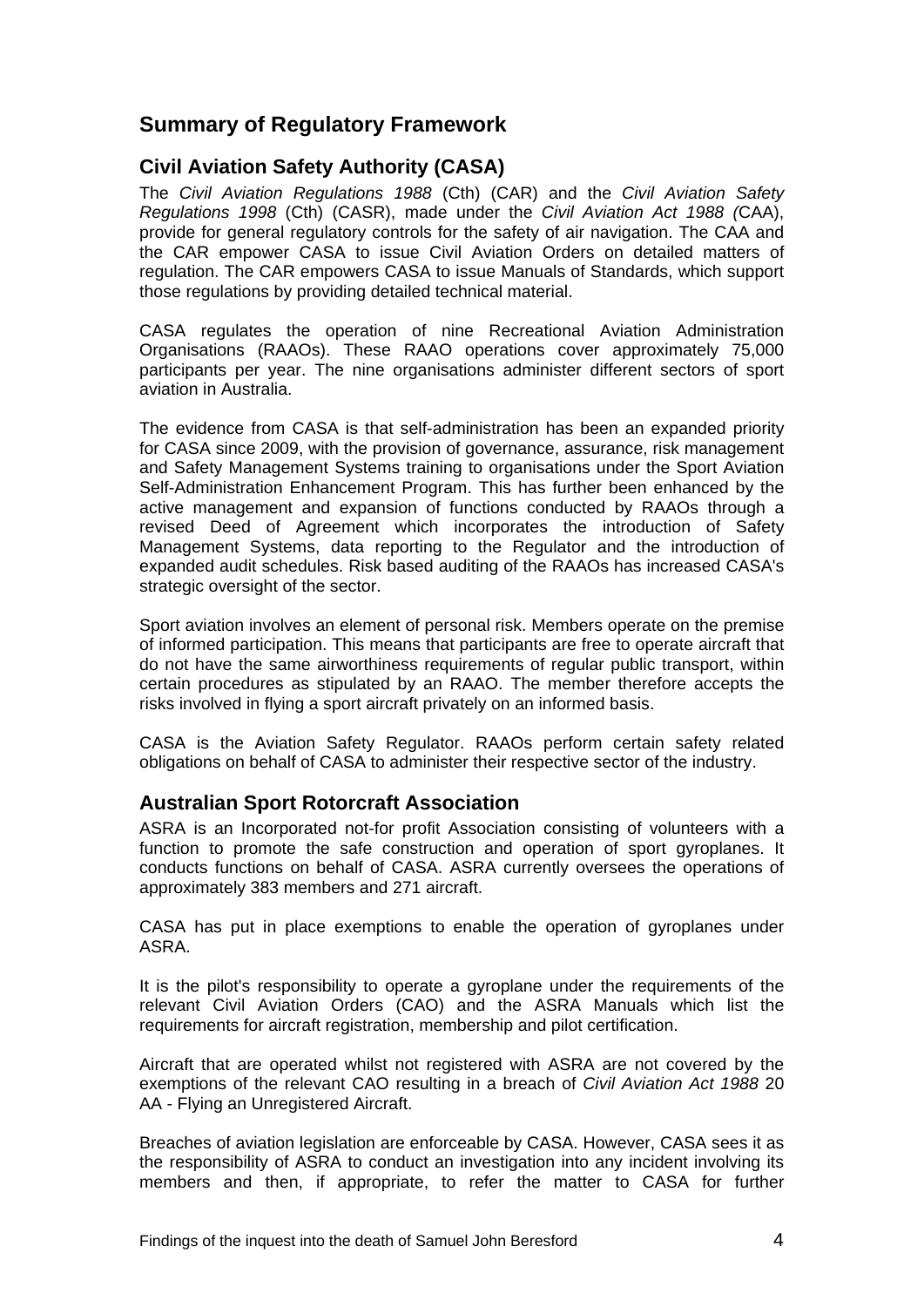## Summary of Regulatory Framework

### Civil Aviation Safety Authority (CASA)

The *Civil Aviation Regulations 1988* (Cth) (CAR) and the *Civil Aviation Safety Regulations 1998* (Cth) (CASR), made under the *Civil Aviation Act 1988 (*CAA), provide for general regulatory controls for the safety of air navigation. The CAA and the CAR empower CASA to issue Civil Aviation Orders on detailed matters of regulation. The CAR empowers CASA to issue Manuals of Standards, which support those regulations by providing detailed technical material.

CASA regulates the operation of nine Recreational Aviation Administration Organisations (RAAOs). These RAAO operations cover approximately 75,000 participants per year. The nine organisations administer different sectors of sport aviation in Australia.

The evidence from CASA is that self-administration has been an expanded priority for CASA since 2009, with the provision of governance, assurance, risk management and Safety Management Systems training to organisations under the Sport Aviation Self-Administration Enhancement Program. This has further been enhanced by the active management and expansion of functions conducted by RAAOs through a revised Deed of Agreement which incorporates the introduction of Safety Management Systems, data reporting to the Regulator and the introduction of expanded audit schedules. Risk based auditing of the RAAOs has increased CASA's strategic oversight of the sector.

Sport aviation involves an element of personal risk. Members operate on the premise of informed participation. This means that participants are free to operate aircraft that do not have the same airworthiness requirements of regular public transport, within certain procedures as stipulated by an RAAO. The member therefore accepts the risks involved in flying a sport aircraft privately on an informed basis.

CASA is the Aviation Safety Regulator. RAAOs perform certain safety related obligations on behalf of CASA to administer their respective sector of the industry.

### Australian Sport Rotorcraft Association

ASRA is an Incorporated not-for profit Association consisting of volunteers with a function to promote the safe construction and operation of sport gyroplanes. It conducts functions on behalf of CASA. ASRA currently oversees the operations of approximately 383 members and 271 aircraft.

CASA has put in place exemptions to enable the operation of gyroplanes under ASRA.

It is the pilot's responsibility to operate a gyroplane under the requirements of the relevant Civil Aviation Orders (CAO) and the ASRA Manuals which list the requirements for aircraft registration, membership and pilot certification.

Aircraft that are operated whilst not registered with ASRA are not covered by the exemptions of the relevant CAO resulting in a breach of *Civil Aviation Act 1988* 20 AA - Flying an Unregistered Aircraft.

Breaches of aviation legislation are enforceable by CASA. However, CASA sees it as the responsibility of ASRA to conduct an investigation into any incident involving its members and then, if appropriate, to refer the matter to CASA for further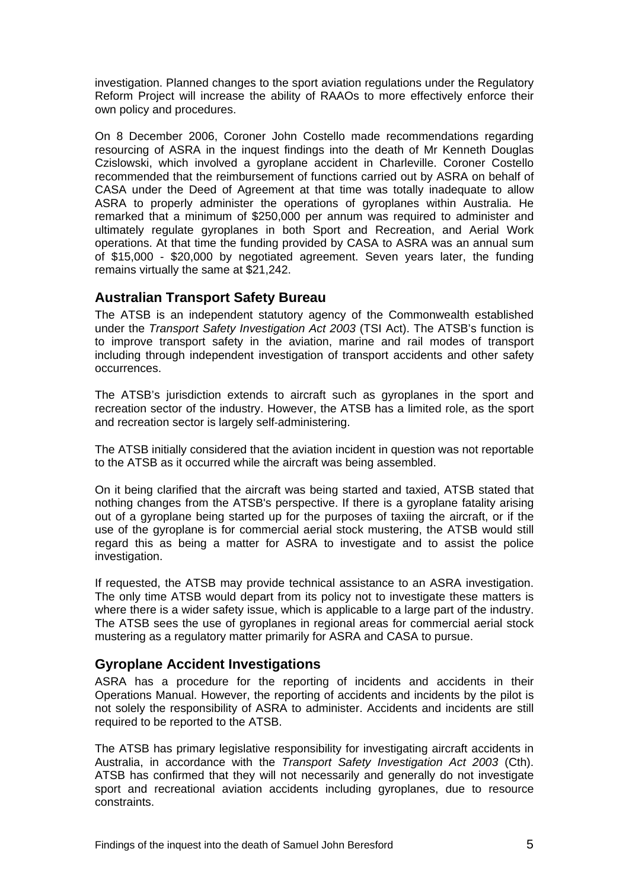investigation. Planned changes to the sport aviation regulations under the Regulatory Reform Project will increase the ability of RAAOs to more effectively enforce their own policy and procedures.

On 8 December 2006, Coroner John Costello made recommendations regarding resourcing of ASRA in the inquest findings into the death of Mr Kenneth Douglas Czislowski, which involved a gyroplane accident in Charleville. Coroner Costello recommended that the reimbursement of functions carried out by ASRA on behalf of CASA under the Deed of Agreement at that time was totally inadequate to allow ASRA to properly administer the operations of gyroplanes within Australia. He remarked that a minimum of $250,000 per annum was required to administer and ultimately regulate gyroplanes in both Sport and Recreation, and Aerial Work operations. At that time the funding provided by CASA to ASRA was an annual sum of $15,000 - $20,000 by negotiated agreement. Seven years later, the funding remains virtually the same at $21,242.

## Australian Transport Safety Bureau

The ATSB is an independent statutory agency of the Commonwealth established under the *Transport Safety Investigation Act 2003* (TSI Act). The ATSB's function is to improve transport safety in the aviation, marine and rail modes of transport including through independent investigation of transport accidents and other safety occurrences.

The ATSB's jurisdiction extends to aircraft such as gyroplanes in the sport and recreation sector of the industry. However, the ATSB has a limited role, as the sport and recreation sector is largely self-administering.

The ATSB initially considered that the aviation incident in question was not reportable to the ATSB as it occurred while the aircraft was being assembled.

On it being clarified that the aircraft was being started and taxied, ATSB stated that nothing changes from the ATSB's perspective. If there is a gyroplane fatality arising out of a gyroplane being started up for the purposes of taxiing the aircraft, or if the use of the gyroplane is for commercial aerial stock mustering, the ATSB would still regard this as being a matter for ASRA to investigate and to assist the police investigation.

If requested, the ATSB may provide technical assistance to an ASRA investigation. The only time ATSB would depart from its policy not to investigate these matters is where there is a wider safety issue, which is applicable to a large part of the industry. The ATSB sees the use of gyroplanes in regional areas for commercial aerial stock mustering as a regulatory matter primarily for ASRA and CASA to pursue.

## Gyroplane Accident Investigations

ASRA has a procedure for the reporting of incidents and accidents in their Operations Manual. However, the reporting of accidents and incidents by the pilot is not solely the responsibility of ASRA to administer. Accidents and incidents are still required to be reported to the ATSB.

The ATSB has primary legislative responsibility for investigating aircraft accidents in Australia, in accordance with the *Transport Safety Investigation Act 2003* (Cth). ATSB has confirmed that they will not necessarily and generally do not investigate sport and recreational aviation accidents including gyroplanes, due to resource constraints.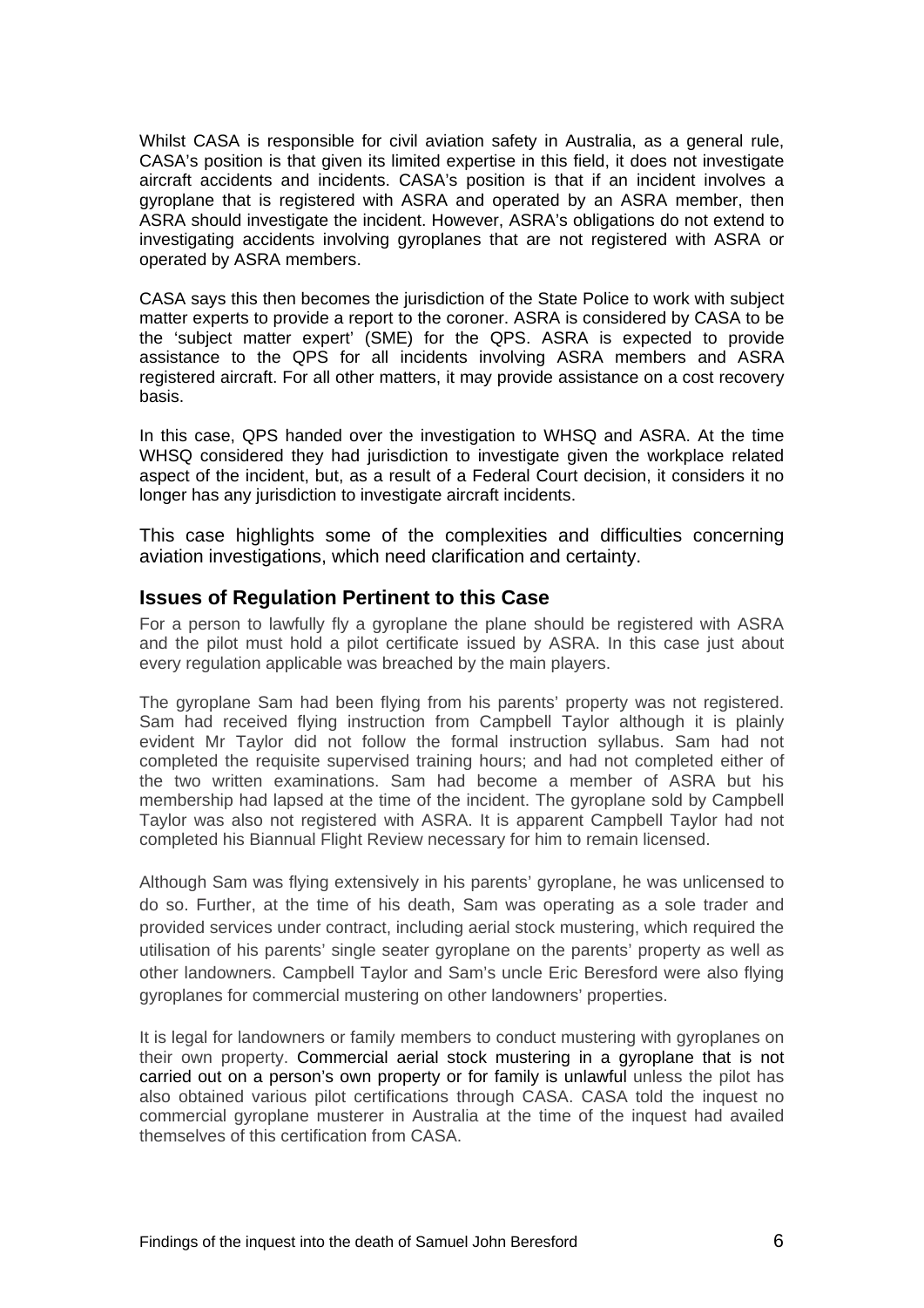Whilst CASA is responsible for civil aviation safety in Australia, as a general rule, CASA's position is that given its limited expertise in this field, it does not investigate aircraft accidents and incidents. CASA's position is that if an incident involves a gyroplane that is registered with ASRA and operated by an ASRA member, then ASRA should investigate the incident. However, ASRA's obligations do not extend to investigating accidents involving gyroplanes that are not registered with ASRA or operated by ASRA members.

CASA says this then becomes the jurisdiction of the State Police to work with subject matter experts to provide a report to the coroner. ASRA is considered by CASA to be the 'subject matter expert' (SME) for the QPS. ASRA is expected to provide assistance to the QPS for all incidents involving ASRA members and ASRA registered aircraft. For all other matters, it may provide assistance on a cost recovery basis.

In this case, QPS handed over the investigation to WHSQ and ASRA. At the time WHSQ considered they had jurisdiction to investigate given the workplace related aspect of the incident, but, as a result of a Federal Court decision, it considers it no longer has any jurisdiction to investigate aircraft incidents.

This case highlights some of the complexities and difficulties concerning aviation investigations, which need clarification and certainty.

## Issues of Regulation Pertinent to this Case

For a person to lawfully fly a gyroplane the plane should be registered with ASRA and the pilot must hold a pilot certificate issued by ASRA. In this case just about every regulation applicable was breached by the main players.

The gyroplane Sam had been flying from his parents' property was not registered. Sam had received flying instruction from Campbell Taylor although it is plainly evident Mr Taylor did not follow the formal instruction syllabus. Sam had not completed the requisite supervised training hours; and had not completed either of the two written examinations. Sam had become a member of ASRA but his membership had lapsed at the time of the incident. The gyroplane sold by Campbell Taylor was also not registered with ASRA. It is apparent Campbell Taylor had not completed his Biannual Flight Review necessary for him to remain licensed.

Although Sam was flying extensively in his parents' gyroplane, he was unlicensed to do so. Further, at the time of his death, Sam was operating as a sole trader and provided services under contract, including aerial stock mustering, which required the utilisation of his parents' single seater gyroplane on the parents' property as well as other landowners. Campbell Taylor and Sam's uncle Eric Beresford were also flying gyroplanes for commercial mustering on other landowners' properties.

It is legal for landowners or family members to conduct mustering with gyroplanes on their own property. Commercial aerial stock mustering in a gyroplane that is not carried out on a person's own property or for family is unlawful unless the pilot has also obtained various pilot certifications through CASA. CASA told the inquest no commercial gyroplane musterer in Australia at the time of the inquest had availed themselves of this certification from CASA.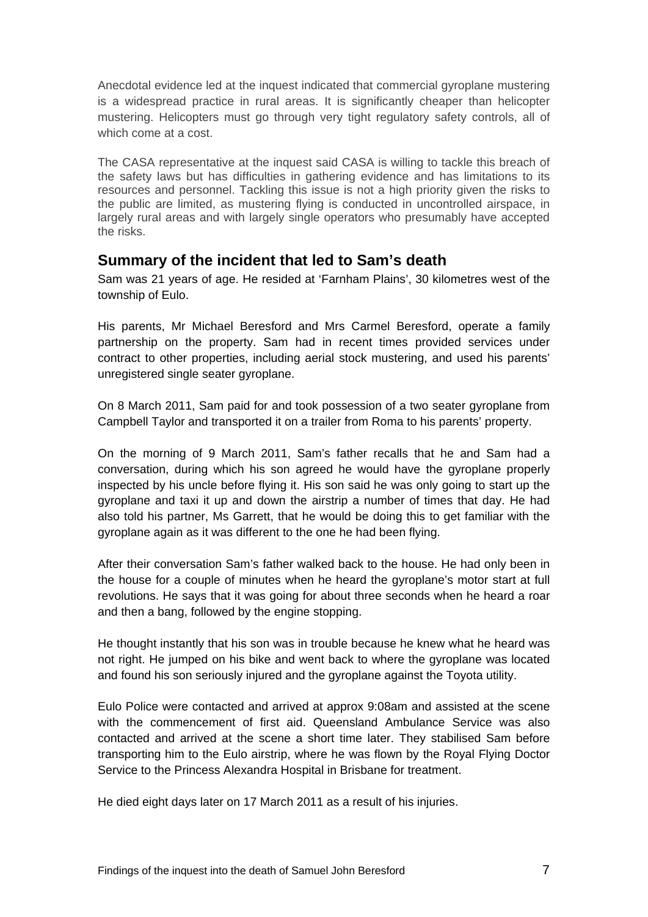Anecdotal evidence led at the inquest indicated that commercial gyroplane mustering is a widespread practice in rural areas. It is significantly cheaper than helicopter mustering. Helicopters must go through very tight regulatory safety controls, all of which come at a cost.

The CASA representative at the inquest said CASA is willing to tackle this breach of the safety laws but has difficulties in gathering evidence and has limitations to its resources and personnel. Tackling this issue is not a high priority given the risks to the public are limited, as mustering flying is conducted in uncontrolled airspace, in largely rural areas and with largely single operators who presumably have accepted the risks.

## Summary of the incident that led to Sam's death

Sam was 21 years of age. He resided at 'Farnham Plains', 30 kilometres west of the township of Eulo.

His parents, Mr Michael Beresford and Mrs Carmel Beresford, operate a family partnership on the property. Sam had in recent times provided services under contract to other properties, including aerial stock mustering, and used his parents' unregistered single seater gyroplane.

On 8 March 2011, Sam paid for and took possession of a two seater gyroplane from Campbell Taylor and transported it on a trailer from Roma to his parents' property.

On the morning of 9 March 2011, Sam's father recalls that he and Sam had a conversation, during which his son agreed he would have the gyroplane properly inspected by his uncle before flying it. His son said he was only going to start up the gyroplane and taxi it up and down the airstrip a number of times that day. He had also told his partner, Ms Garrett, that he would be doing this to get familiar with the gyroplane again as it was different to the one he had been flying.

After their conversation Sam's father walked back to the house. He had only been in the house for a couple of minutes when he heard the gyroplane's motor start at full revolutions. He says that it was going for about three seconds when he heard a roar and then a bang, followed by the engine stopping.

He thought instantly that his son was in trouble because he knew what he heard was not right. He jumped on his bike and went back to where the gyroplane was located and found his son seriously injured and the gyroplane against the Toyota utility.

Eulo Police were contacted and arrived at approx 9:08am and assisted at the scene with the commencement of first aid. Queensland Ambulance Service was also contacted and arrived at the scene a short time later. They stabilised Sam before transporting him to the Eulo airstrip, where he was flown by the Royal Flying Doctor Service to the Princess Alexandra Hospital in Brisbane for treatment.

He died eight days later on 17 March 2011 as a result of his injuries.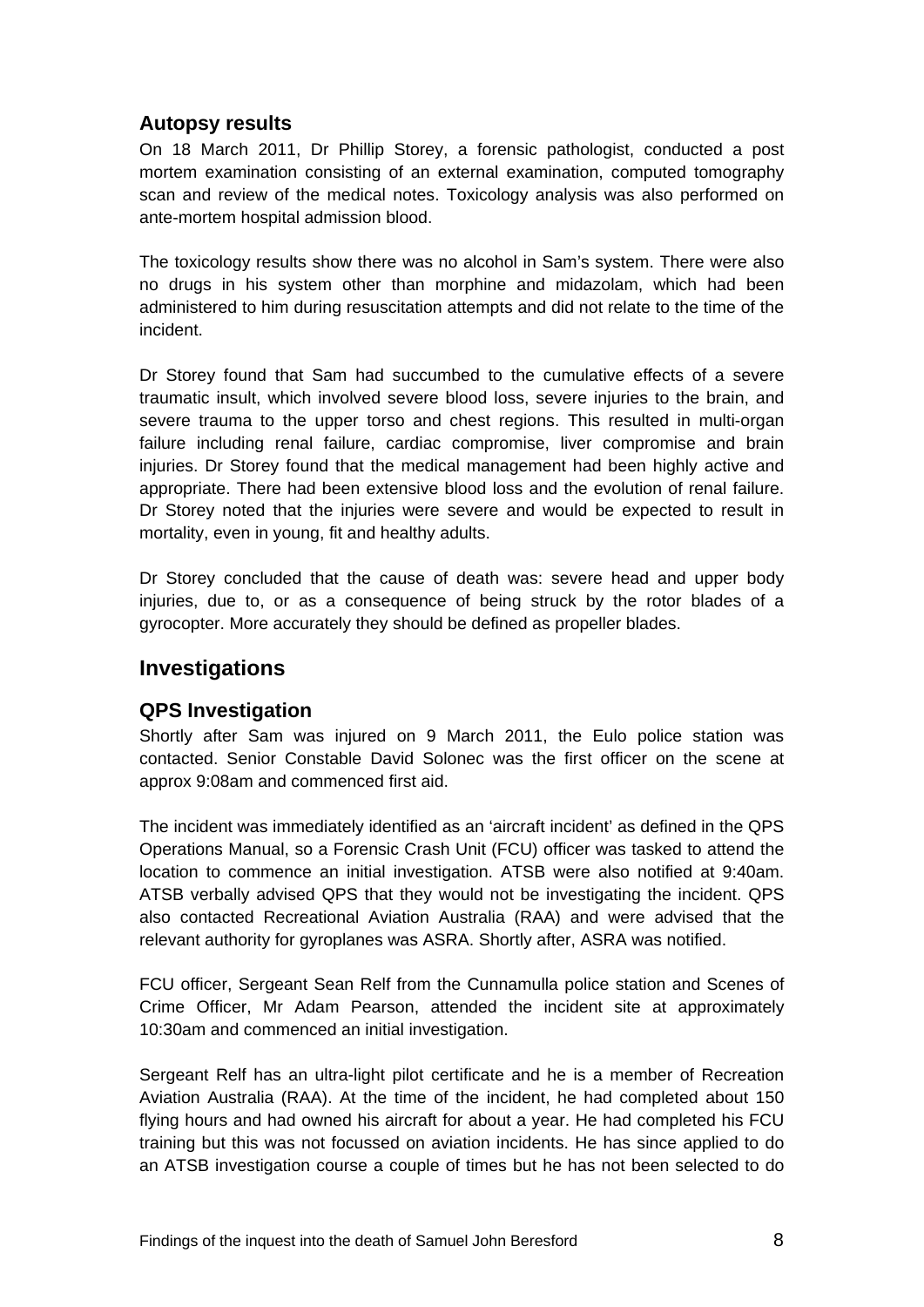### Autopsy results

On 18 March 2011, Dr Phillip Storey, a forensic pathologist, conducted a post mortem examination consisting of an external examination, computed tomography scan and review of the medical notes. Toxicology analysis was also performed on ante-mortem hospital admission blood.

The toxicology results show there was no alcohol in Sam's system. There were also no drugs in his system other than morphine and midazolam, which had been administered to him during resuscitation attempts and did not relate to the time of the incident.

Dr Storey found that Sam had succumbed to the cumulative effects of a severe traumatic insult, which involved severe blood loss, severe injuries to the brain, and severe trauma to the upper torso and chest regions. This resulted in multi-organ failure including renal failure, cardiac compromise, liver compromise and brain injuries. Dr Storey found that the medical management had been highly active and appropriate. There had been extensive blood loss and the evolution of renal failure. Dr Storey noted that the injuries were severe and would be expected to result in mortality, even in young, fit and healthy adults.

Dr Storey concluded that the cause of death was: severe head and upper body injuries, due to, or as a consequence of being struck by the rotor blades of a gyrocopter. More accurately they should be defined as propeller blades.

## Investigations

### QPS Investigation

Shortly after Sam was injured on 9 March 2011, the Eulo police station was contacted. Senior Constable David Solonec was the first officer on the scene at approx 9:08am and commenced first aid.

The incident was immediately identified as an 'aircraft incident' as defined in the QPS Operations Manual, so a Forensic Crash Unit (FCU) officer was tasked to attend the location to commence an initial investigation. ATSB were also notified at 9:40am. ATSB verbally advised QPS that they would not be investigating the incident. QPS also contacted Recreational Aviation Australia (RAA) and were advised that the relevant authority for gyroplanes was ASRA. Shortly after, ASRA was notified.

FCU officer, Sergeant Sean Relf from the Cunnamulla police station and Scenes of Crime Officer, Mr Adam Pearson, attended the incident site at approximately 10:30am and commenced an initial investigation.

Sergeant Relf has an ultra-light pilot certificate and he is a member of Recreation Aviation Australia (RAA). At the time of the incident, he had completed about 150 flying hours and had owned his aircraft for about a year. He had completed his FCU training but this was not focussed on aviation incidents. He has since applied to do an ATSB investigation course a couple of times but he has not been selected to do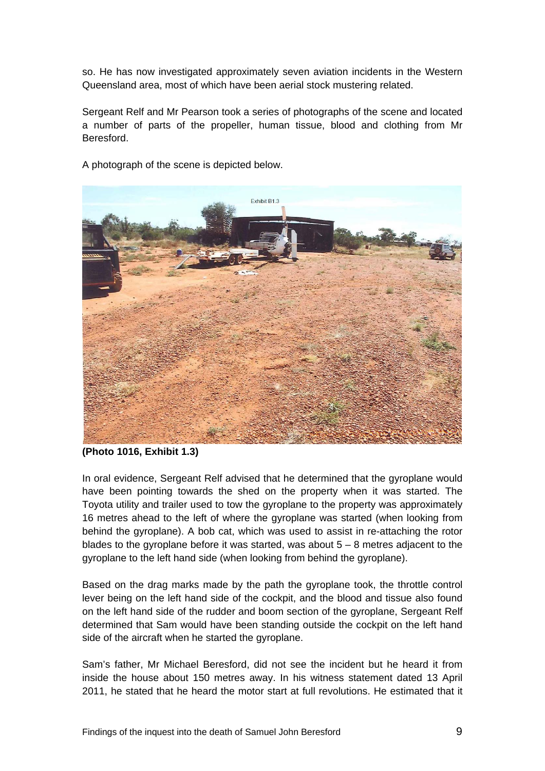so. He has now investigated approximately seven aviation incidents in the Western Queensland area, most of which have been aerial stock mustering related.

Sergeant Relf and Mr Pearson took a series of photographs of the scene and located a number of parts of the propeller, human tissue, blood and clothing from Mr Beresford.

A photograph of the scene is depicted below.

**(Photo 1016, Exhibit 1.3)**

In oral evidence, Sergeant Relf advised that he determined that the gyroplane would have been pointing towards the shed on the property when it was started. The Toyota utility and trailer used to tow the gyroplane to the property was approximately 16 metres ahead to the left of where the gyroplane was started (when looking from behind the gyroplane). A bob cat, which was used to assist in re-attaching the rotor blades to the gyroplane before it was started, was about 5 – 8 metres adjacent to the gyroplane to the left hand side (when looking from behind the gyroplane).

Based on the drag marks made by the path the gyroplane took, the throttle control lever being on the left hand side of the cockpit, and the blood and tissue also found on the left hand side of the rudder and boom section of the gyroplane, Sergeant Relf determined that Sam would have been standing outside the cockpit on the left hand side of the aircraft when he started the gyroplane.

Sam's father, Mr Michael Beresford, did not see the incident but he heard it from inside the house about 150 metres away. In his witness statement dated 13 April 2011, he stated that he heard the motor start at full revolutions. He estimated that it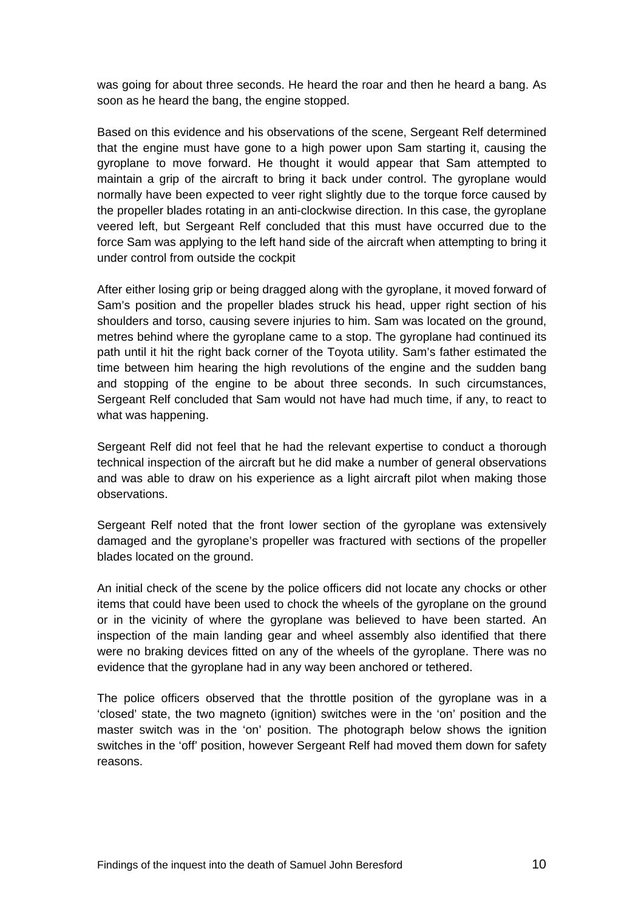was going for about three seconds. He heard the roar and then he heard a bang. As soon as he heard the bang, the engine stopped.

Based on this evidence and his observations of the scene, Sergeant Relf determined that the engine must have gone to a high power upon Sam starting it, causing the gyroplane to move forward. He thought it would appear that Sam attempted to maintain a grip of the aircraft to bring it back under control. The gyroplane would normally have been expected to veer right slightly due to the torque force caused by the propeller blades rotating in an anti-clockwise direction. In this case, the gyroplane veered left, but Sergeant Relf concluded that this must have occurred due to the force Sam was applying to the left hand side of the aircraft when attempting to bring it under control from outside the cockpit

After either losing grip or being dragged along with the gyroplane, it moved forward of Sam's position and the propeller blades struck his head, upper right section of his shoulders and torso, causing severe injuries to him. Sam was located on the ground, metres behind where the gyroplane came to a stop. The gyroplane had continued its path until it hit the right back corner of the Toyota utility. Sam's father estimated the time between him hearing the high revolutions of the engine and the sudden bang and stopping of the engine to be about three seconds. In such circumstances, Sergeant Relf concluded that Sam would not have had much time, if any, to react to what was happening.

Sergeant Relf did not feel that he had the relevant expertise to conduct a thorough technical inspection of the aircraft but he did make a number of general observations and was able to draw on his experience as a light aircraft pilot when making those observations.

Sergeant Relf noted that the front lower section of the gyroplane was extensively damaged and the gyroplane's propeller was fractured with sections of the propeller blades located on the ground.

An initial check of the scene by the police officers did not locate any chocks or other items that could have been used to chock the wheels of the gyroplane on the ground or in the vicinity of where the gyroplane was believed to have been started. An inspection of the main landing gear and wheel assembly also identified that there were no braking devices fitted on any of the wheels of the gyroplane. There was no evidence that the gyroplane had in any way been anchored or tethered.

The police officers observed that the throttle position of the gyroplane was in a 'closed' state, the two magneto (ignition) switches were in the 'on' position and the master switch was in the 'on' position. The photograph below shows the ignition switches in the 'off' position, however Sergeant Relf had moved them down for safety reasons.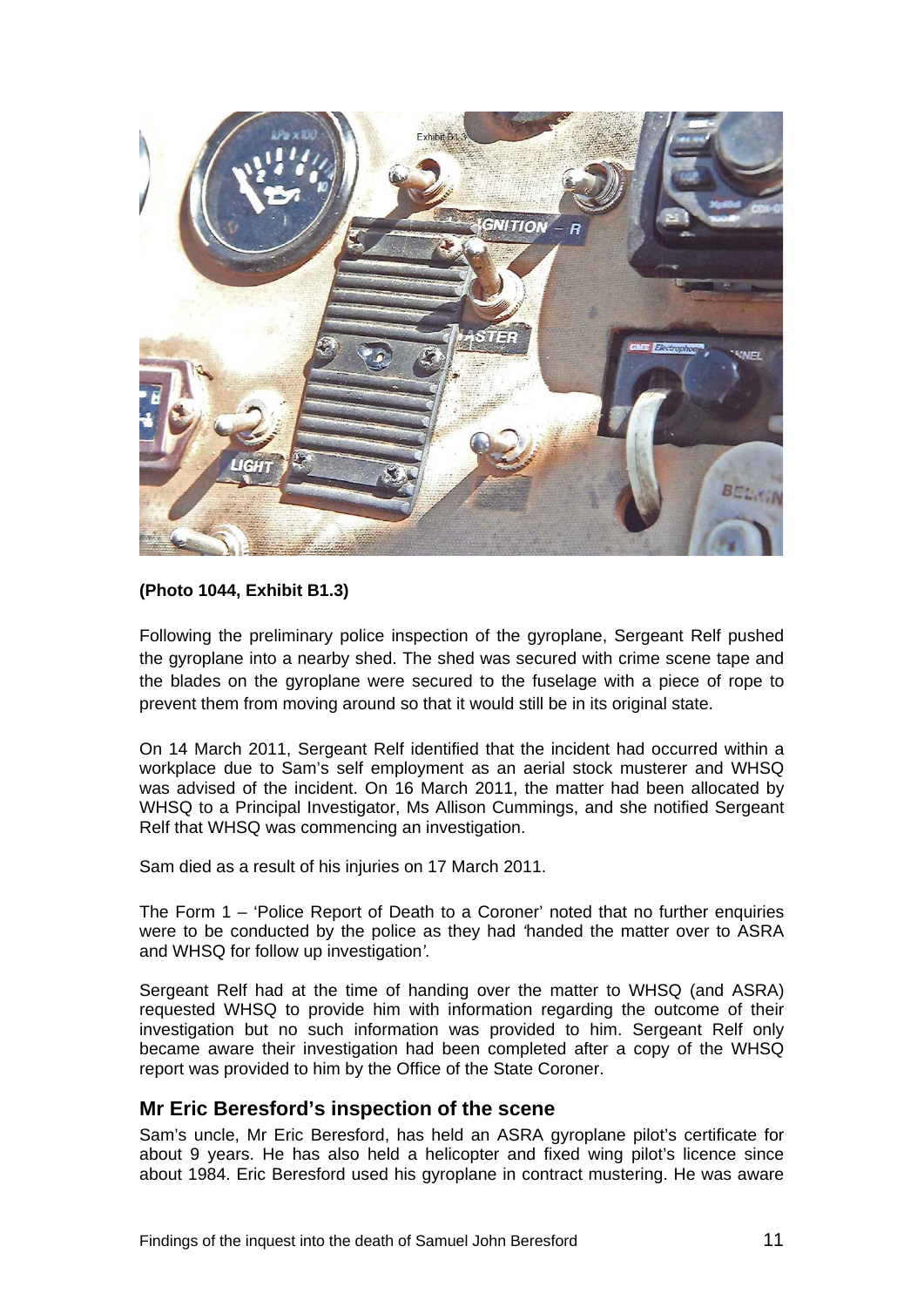**(Photo 1044, Exhibit B1.3)**

Following the preliminary police inspection of the gyroplane, Sergeant Relf pushed the gyroplane into a nearby shed. The shed was secured with crime scene tape and the blades on the gyroplane were secured to the fuselage with a piece of rope to prevent them from moving around so that it would still be in its original state.

On 14 March 2011, Sergeant Relf identified that the incident had occurred within a workplace due to Sam's self employment as an aerial stock musterer and WHSQ was advised of the incident. On 16 March 2011, the matter had been allocated by WHSQ to a Principal Investigator, Ms Allison Cummings, and she notified Sergeant Relf that WHSQ was commencing an investigation.

Sam died as a result of his injuries on 17 March 2011.

The Form 1 – 'Police Report of Death to a Coroner' noted that no further enquiries were to be conducted by the police as they had *'handed the matter over to ASRA and WHSQ for follow up investigation'.*

Sergeant Relf had at the time of handing over the matter to WHSQ (and ASRA) requested WHSQ to provide him with information regarding the outcome of their investigation but no such information was provided to him. Sergeant Relf only became aware their investigation had been completed after a copy of the WHSQ report was provided to him by the Office of the State Coroner.

## Mr Eric Beresford's inspection of the scene

Sam's uncle, Mr Eric Beresford, has held an ASRA gyroplane pilot's certificate for about 9 years. He has also held a helicopter and fixed wing pilot's licence since about 1984. Eric Beresford used his gyroplane in contract mustering. He was aware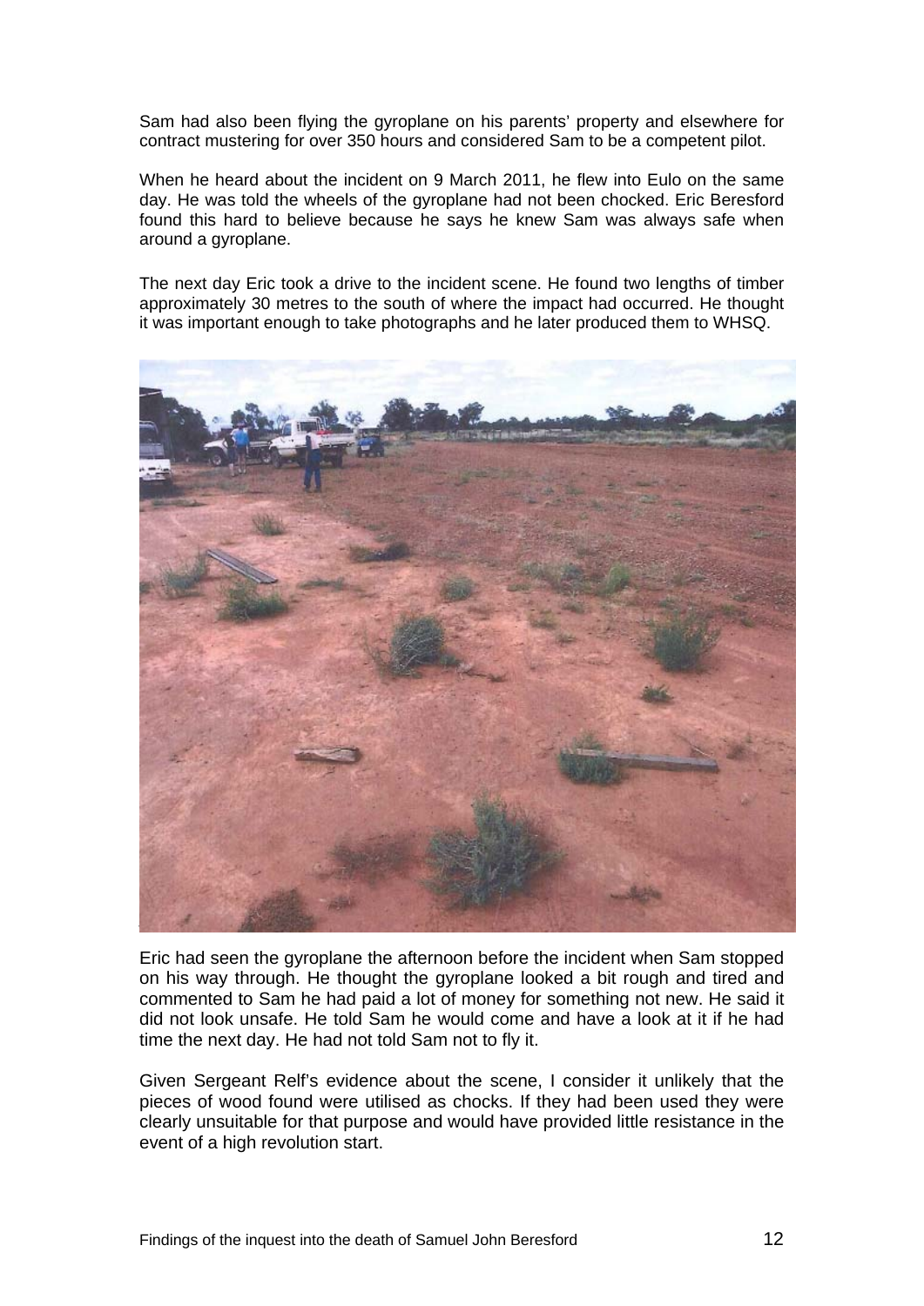Sam had also been flying the gyroplane on his parents' property and elsewhere for contract mustering for over 350 hours and considered Sam to be a competent pilot.

When he heard about the incident on 9 March 2011, he flew into Eulo on the same day. He was told the wheels of the gyroplane had not been chocked. Eric Beresford found this hard to believe because he says he knew Sam was always safe when around a gyroplane.

The next day Eric took a drive to the incident scene. He found two lengths of timber approximately 30 metres to the south of where the impact had occurred. He thought it was important enough to take photographs and he later produced them to WHSQ.

Eric had seen the gyroplane the afternoon before the incident when Sam stopped on his way through. He thought the gyroplane looked a bit rough and tired and commented to Sam he had paid a lot of money for something not new. He said it did not look unsafe. He told Sam he would come and have a look at it if he had time the next day. He had not told Sam not to fly it.

Given Sergeant Relf's evidence about the scene, I consider it unlikely that the pieces of wood found were utilised as chocks. If they had been used they were clearly unsuitable for that purpose and would have provided little resistance in the event of a high revolution start.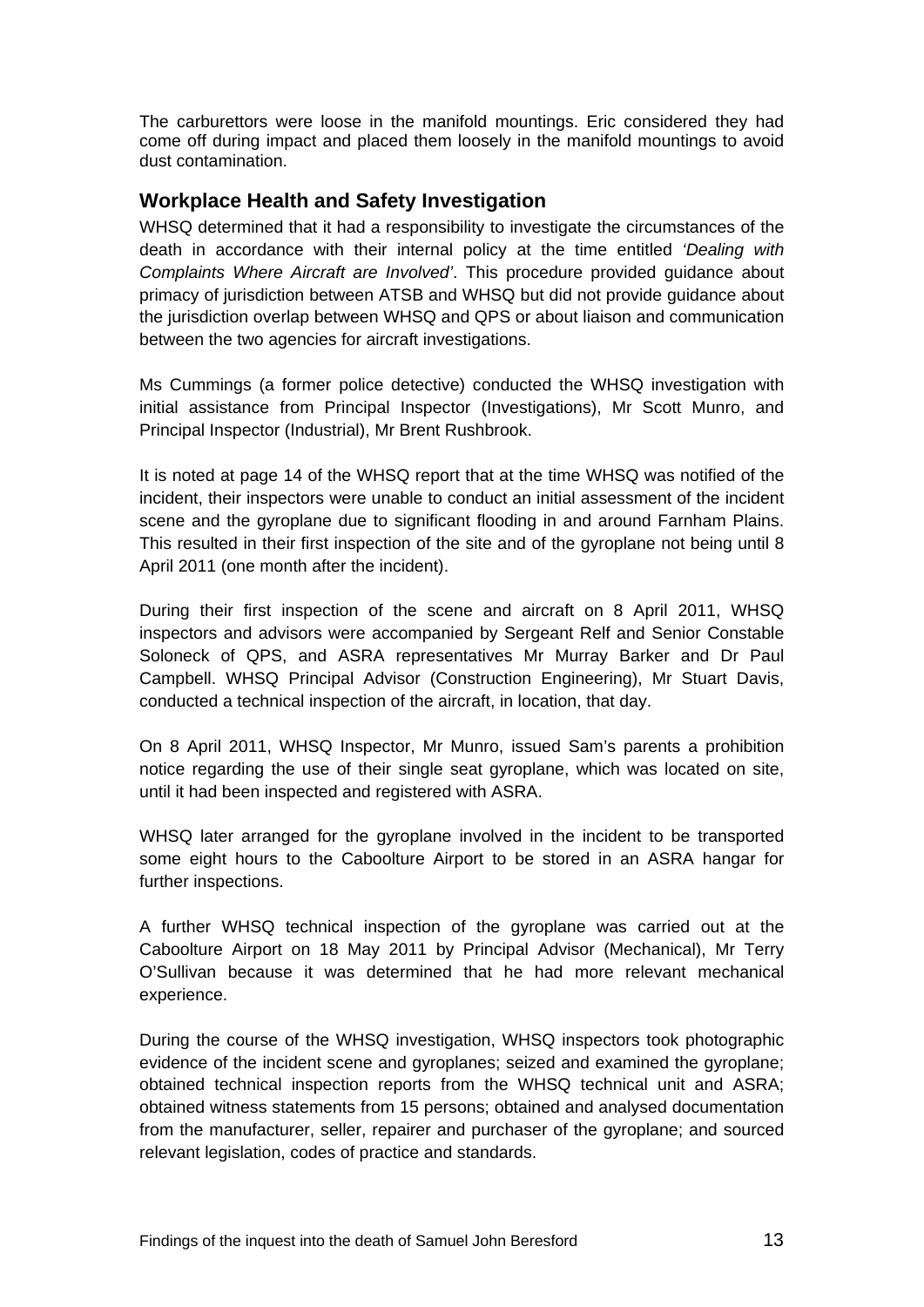The carburettors were loose in the manifold mountings. Eric considered they had come off during impact and placed them loosely in the manifold mountings to avoid dust contamination.

## Workplace Health and Safety Investigation

WHSQ determined that it had a responsibility to investigate the circumstances of the death in accordance with their internal policy at the time entitled *'Dealing with Complaints Where Aircraft are Involved'*. This procedure provided guidance about primacy of jurisdiction between ATSB and WHSQ but did not provide guidance about the jurisdiction overlap between WHSQ and QPS or about liaison and communication between the two agencies for aircraft investigations.

Ms Cummings (a former police detective) conducted the WHSQ investigation with initial assistance from Principal Inspector (Investigations), Mr Scott Munro, and Principal Inspector (Industrial), Mr Brent Rushbrook.

It is noted at page 14 of the WHSQ report that at the time WHSQ was notified of the incident, their inspectors were unable to conduct an initial assessment of the incident scene and the gyroplane due to significant flooding in and around Farnham Plains. This resulted in their first inspection of the site and of the gyroplane not being until 8 April 2011 (one month after the incident).

During their first inspection of the scene and aircraft on 8 April 2011, WHSQ inspectors and advisors were accompanied by Sergeant Relf and Senior Constable Soloneck of QPS, and ASRA representatives Mr Murray Barker and Dr Paul Campbell. WHSQ Principal Advisor (Construction Engineering), Mr Stuart Davis, conducted a technical inspection of the aircraft, in location, that day.

On 8 April 2011, WHSQ Inspector, Mr Munro, issued Sam's parents a prohibition notice regarding the use of their single seat gyroplane, which was located on site, until it had been inspected and registered with ASRA.

WHSQ later arranged for the gyroplane involved in the incident to be transported some eight hours to the Caboolture Airport to be stored in an ASRA hangar for further inspections.

A further WHSQ technical inspection of the gyroplane was carried out at the Caboolture Airport on 18 May 2011 by Principal Advisor (Mechanical), Mr Terry O'Sullivan because it was determined that he had more relevant mechanical experience.

During the course of the WHSQ investigation, WHSQ inspectors took photographic evidence of the incident scene and gyroplanes; seized and examined the gyroplane; obtained technical inspection reports from the WHSQ technical unit and ASRA; obtained witness statements from 15 persons; obtained and analysed documentation from the manufacturer, seller, repairer and purchaser of the gyroplane; and sourced relevant legislation, codes of practice and standards.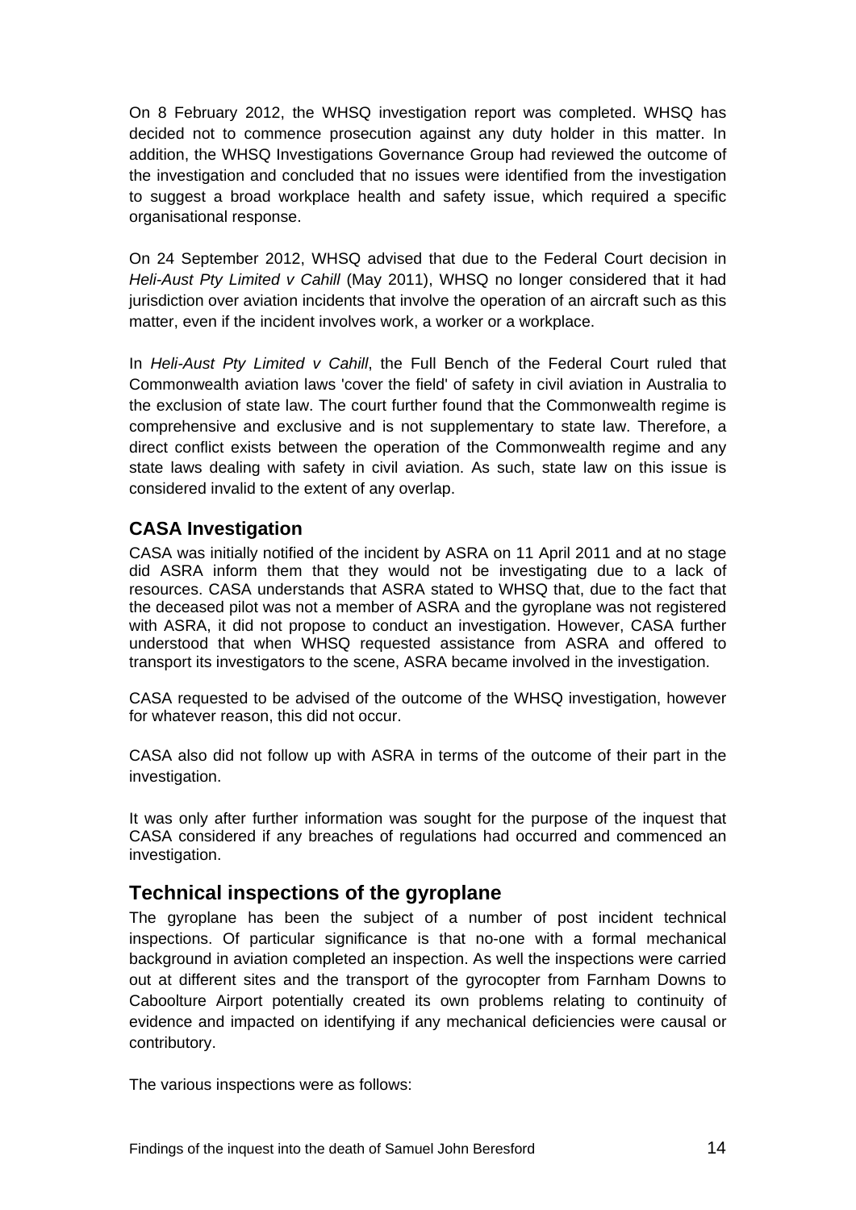On 8 February 2012, the WHSQ investigation report was completed. WHSQ has decided not to commence prosecution against any duty holder in this matter. In addition, the WHSQ Investigations Governance Group had reviewed the outcome of the investigation and concluded that no issues were identified from the investigation to suggest a broad workplace health and safety issue, which required a specific organisational response.

On 24 September 2012, WHSQ advised that due to the Federal Court decision in *Heli-Aust Pty Limited v Cahill* (May 2011), WHSQ no longer considered that it had jurisdiction over aviation incidents that involve the operation of an aircraft such as this matter, even if the incident involves work, a worker or a workplace.

In *Heli-Aust Pty Limited v Cahill*, the Full Bench of the Federal Court ruled that Commonwealth aviation laws 'cover the field' of safety in civil aviation in Australia to the exclusion of state law. The court further found that the Commonwealth regime is comprehensive and exclusive and is not supplementary to state law. Therefore, a direct conflict exists between the operation of the Commonwealth regime and any state laws dealing with safety in civil aviation. As such, state law on this issue is considered invalid to the extent of any overlap.

## CASA Investigation

CASA was initially notified of the incident by ASRA on 11 April 2011 and at no stage did ASRA inform them that they would not be investigating due to a lack of resources. CASA understands that ASRA stated to WHSQ that, due to the fact that the deceased pilot was not a member of ASRA and the gyroplane was not registered with ASRA, it did not propose to conduct an investigation. However, CASA further understood that when WHSQ requested assistance from ASRA and offered to transport its investigators to the scene, ASRA became involved in the investigation.

CASA requested to be advised of the outcome of the WHSQ investigation, however for whatever reason, this did not occur.

CASA also did not follow up with ASRA in terms of the outcome of their part in the investigation.

It was only after further information was sought for the purpose of the inquest that CASA considered if any breaches of regulations had occurred and commenced an investigation.

## Technical inspections of the gyroplane

The gyroplane has been the subject of a number of post incident technical inspections. Of particular significance is that no-one with a formal mechanical background in aviation completed an inspection. As well the inspections were carried out at different sites and the transport of the gyrocopter from Farnham Downs to Caboolture Airport potentially created its own problems relating to continuity of evidence and impacted on identifying if any mechanical deficiencies were causal or contributory.

The various inspections were as follows: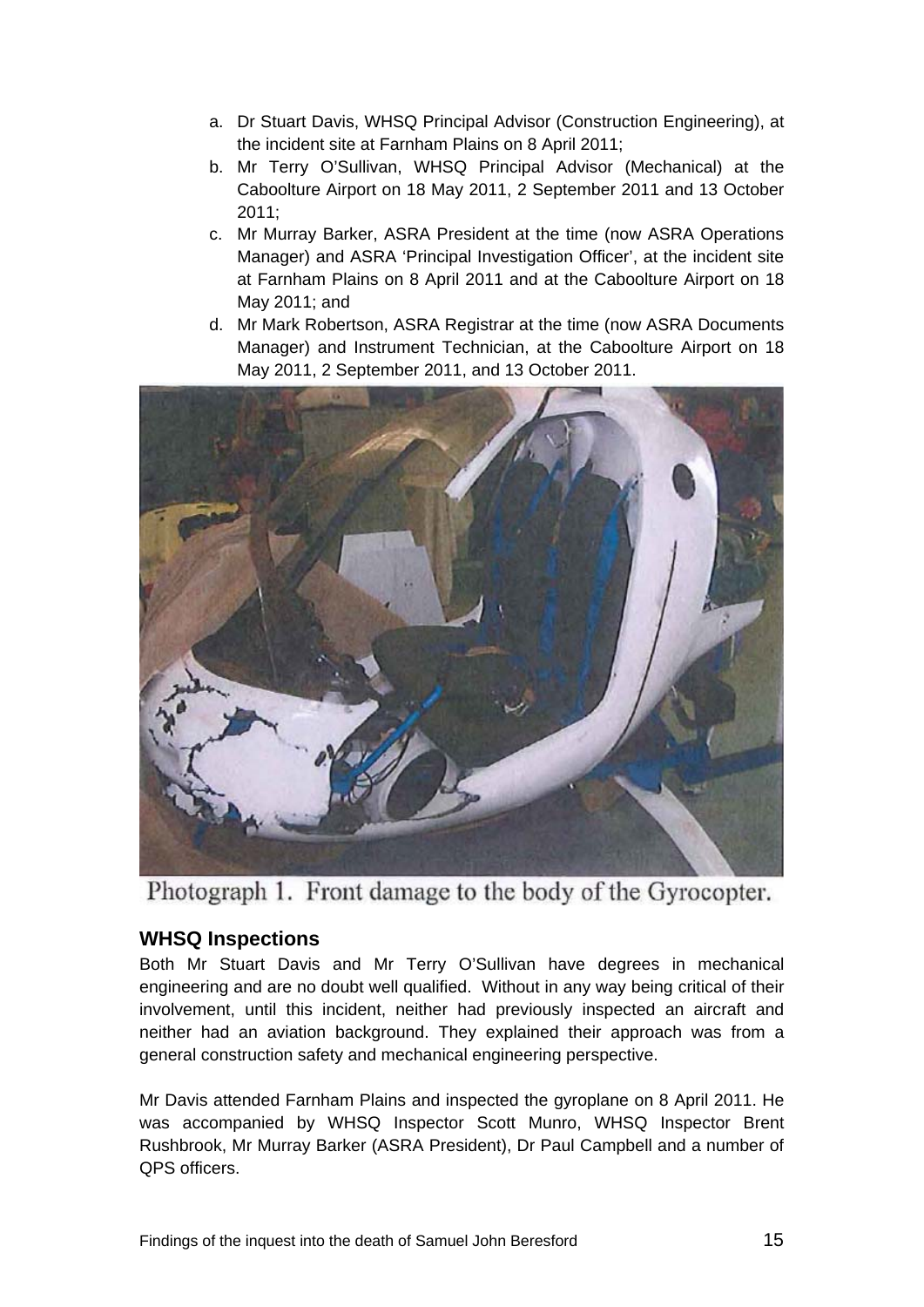a. Dr Stuart Davis, WHSQ Principal Advisor (Construction Engineering), at the incident site at Farnham Plains on 8 April 2011;
b. Mr Terry O'Sullivan, WHSQ Principal Advisor (Mechanical) at the Caboolture Airport on 18 May 2011, 2 September 2011 and 13 October 2011;
c. Mr Murray Barker, ASRA President at the time (now ASRA Operations Manager) and ASRA 'Principal Investigation Officer', at the incident site at Farnham Plains on 8 April 2011 and at the Caboolture Airport on 18 May 2011; and
d. Mr Mark Robertson, ASRA Registrar at the time (now ASRA Documents Manager) and Instrument Technician, at the Caboolture Airport on 18 May 2011, 2 September 2011, and 13 October 2011.

Photograph 1. Front damage to the body of the Gyrocopter.

### WHSQ Inspections

Both Mr Stuart Davis and Mr Terry O'Sullivan have degrees in mechanical engineering and are no doubt well qualified. Without in any way being critical of their involvement, until this incident, neither had previously inspected an aircraft and neither had an aviation background. They explained their approach was from a general construction safety and mechanical engineering perspective.

Mr Davis attended Farnham Plains and inspected the gyroplane on 8 April 2011. He was accompanied by WHSQ Inspector Scott Munro, WHSQ Inspector Brent Rushbrook, Mr Murray Barker (ASRA President), Dr Paul Campbell and a number of QPS officers.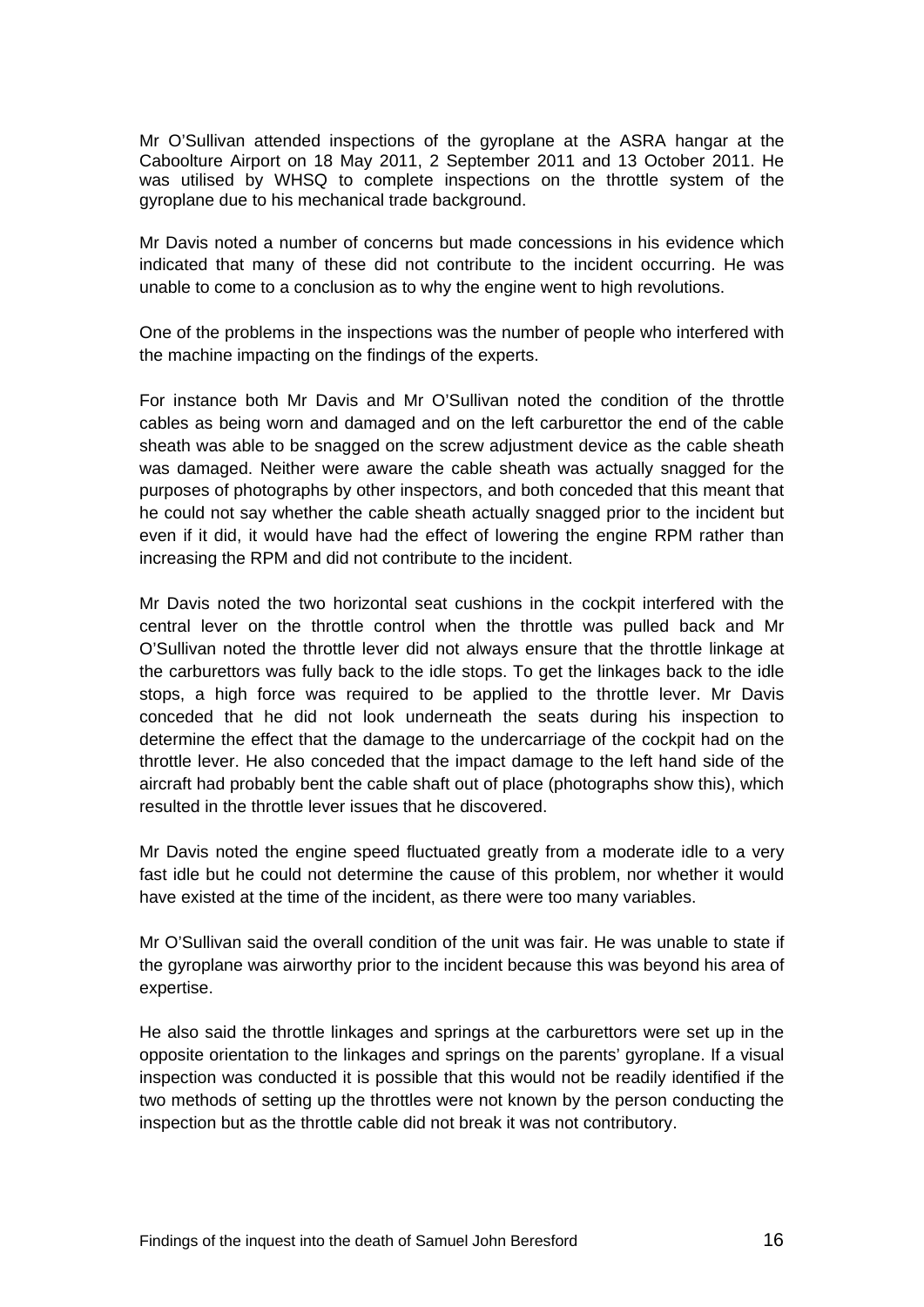Mr O'Sullivan attended inspections of the gyroplane at the ASRA hangar at the Caboolture Airport on 18 May 2011, 2 September 2011 and 13 October 2011. He was utilised by WHSQ to complete inspections on the throttle system of the gyroplane due to his mechanical trade background.

Mr Davis noted a number of concerns but made concessions in his evidence which indicated that many of these did not contribute to the incident occurring. He was unable to come to a conclusion as to why the engine went to high revolutions.

One of the problems in the inspections was the number of people who interfered with the machine impacting on the findings of the experts.

For instance both Mr Davis and Mr O'Sullivan noted the condition of the throttle cables as being worn and damaged and on the left carburettor the end of the cable sheath was able to be snagged on the screw adjustment device as the cable sheath was damaged. Neither were aware the cable sheath was actually snagged for the purposes of photographs by other inspectors, and both conceded that this meant that he could not say whether the cable sheath actually snagged prior to the incident but even if it did, it would have had the effect of lowering the engine RPM rather than increasing the RPM and did not contribute to the incident.

Mr Davis noted the two horizontal seat cushions in the cockpit interfered with the central lever on the throttle control when the throttle was pulled back and Mr O'Sullivan noted the throttle lever did not always ensure that the throttle linkage at the carburettors was fully back to the idle stops. To get the linkages back to the idle stops, a high force was required to be applied to the throttle lever. Mr Davis conceded that he did not look underneath the seats during his inspection to determine the effect that the damage to the undercarriage of the cockpit had on the throttle lever. He also conceded that the impact damage to the left hand side of the aircraft had probably bent the cable shaft out of place (photographs show this), which resulted in the throttle lever issues that he discovered.

Mr Davis noted the engine speed fluctuated greatly from a moderate idle to a very fast idle but he could not determine the cause of this problem, nor whether it would have existed at the time of the incident, as there were too many variables.

Mr O'Sullivan said the overall condition of the unit was fair. He was unable to state if the gyroplane was airworthy prior to the incident because this was beyond his area of expertise.

He also said the throttle linkages and springs at the carburettors were set up in the opposite orientation to the linkages and springs on the parents' gyroplane. If a visual inspection was conducted it is possible that this would not be readily identified if the two methods of setting up the throttles were not known by the person conducting the inspection but as the throttle cable did not break it was not contributory.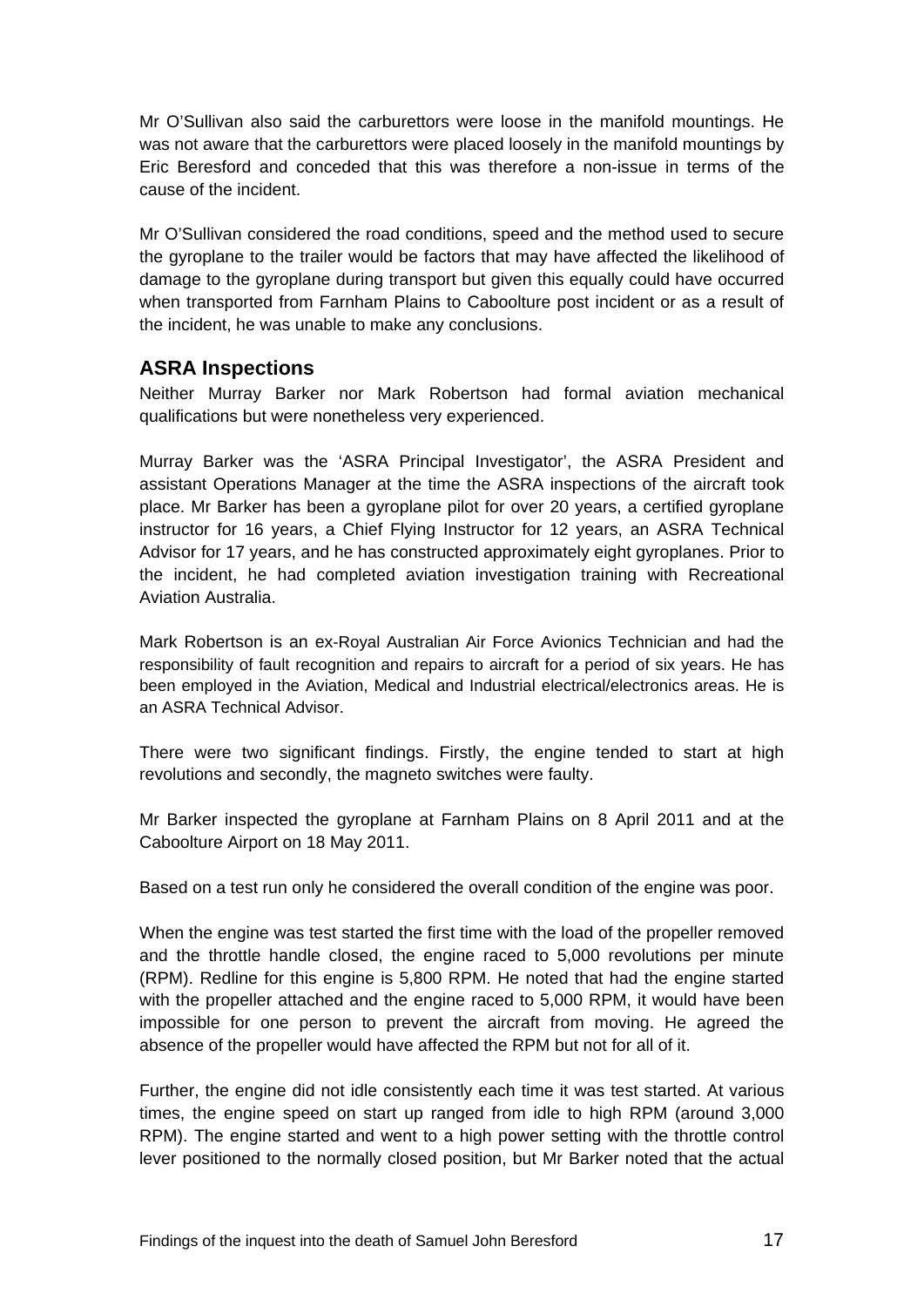Mr O'Sullivan also said the carburettors were loose in the manifold mountings. He was not aware that the carburettors were placed loosely in the manifold mountings by Eric Beresford and conceded that this was therefore a non-issue in terms of the cause of the incident.

Mr O'Sullivan considered the road conditions, speed and the method used to secure the gyroplane to the trailer would be factors that may have affected the likelihood of damage to the gyroplane during transport but given this equally could have occurred when transported from Farnham Plains to Caboolture post incident or as a result of the incident, he was unable to make any conclusions.

## ASRA Inspections

Neither Murray Barker nor Mark Robertson had formal aviation mechanical qualifications but were nonetheless very experienced.

Murray Barker was the 'ASRA Principal Investigator', the ASRA President and assistant Operations Manager at the time the ASRA inspections of the aircraft took place. Mr Barker has been a gyroplane pilot for over 20 years, a certified gyroplane instructor for 16 years, a Chief Flying Instructor for 12 years, an ASRA Technical Advisor for 17 years, and he has constructed approximately eight gyroplanes. Prior to the incident, he had completed aviation investigation training with Recreational Aviation Australia.

Mark Robertson is an ex-Royal Australian Air Force Avionics Technician and had the responsibility of fault recognition and repairs to aircraft for a period of six years. He has been employed in the Aviation, Medical and Industrial electrical/electronics areas. He is an ASRA Technical Advisor.

There were two significant findings. Firstly, the engine tended to start at high revolutions and secondly, the magneto switches were faulty.

Mr Barker inspected the gyroplane at Farnham Plains on 8 April 2011 and at the Caboolture Airport on 18 May 2011.

Based on a test run only he considered the overall condition of the engine was poor.

When the engine was test started the first time with the load of the propeller removed and the throttle handle closed, the engine raced to 5,000 revolutions per minute (RPM). Redline for this engine is 5,800 RPM. He noted that had the engine started with the propeller attached and the engine raced to 5,000 RPM, it would have been impossible for one person to prevent the aircraft from moving. He agreed the absence of the propeller would have affected the RPM but not for all of it.

Further, the engine did not idle consistently each time it was test started. At various times, the engine speed on start up ranged from idle to high RPM (around 3,000 RPM). The engine started and went to a high power setting with the throttle control lever positioned to the normally closed position, but Mr Barker noted that the actual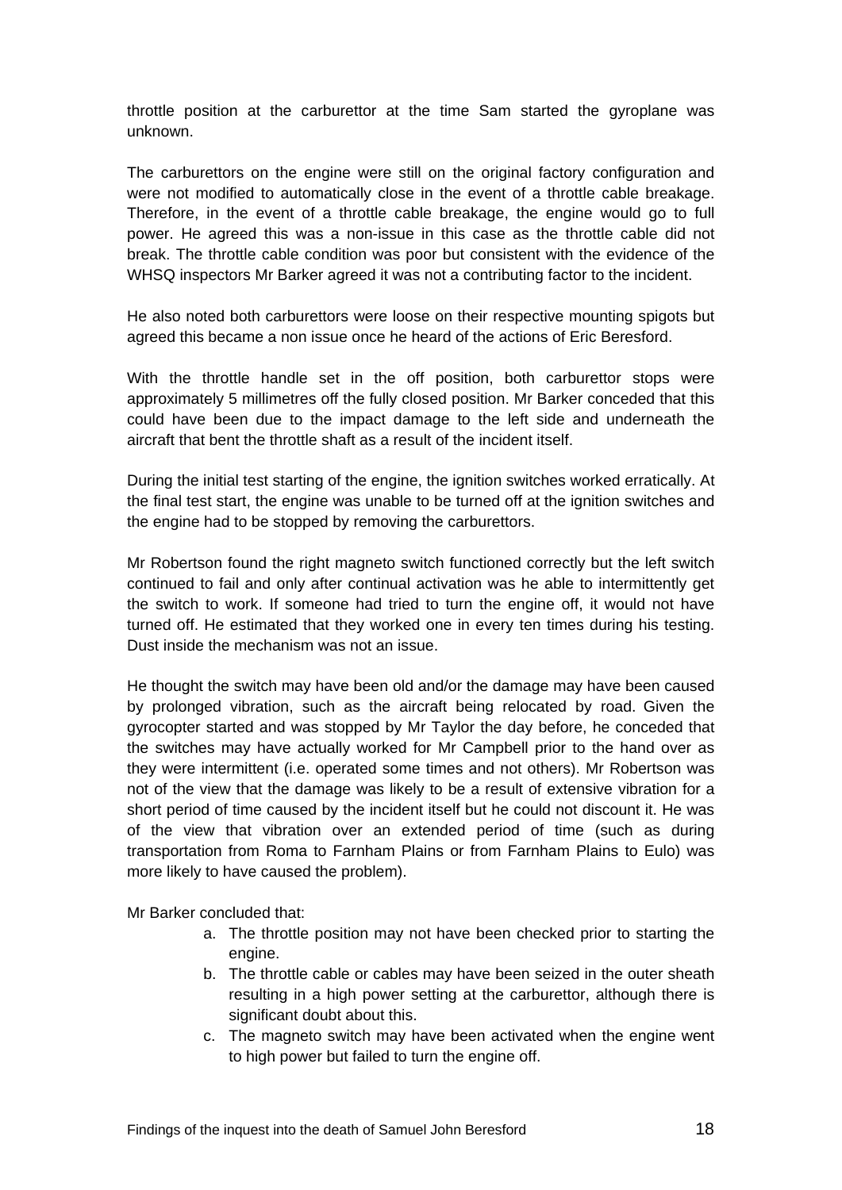throttle position at the carburettor at the time Sam started the gyroplane was unknown.

The carburettors on the engine were still on the original factory configuration and were not modified to automatically close in the event of a throttle cable breakage. Therefore, in the event of a throttle cable breakage, the engine would go to full power. He agreed this was a non-issue in this case as the throttle cable did not break. The throttle cable condition was poor but consistent with the evidence of the WHSQ inspectors Mr Barker agreed it was not a contributing factor to the incident.

He also noted both carburettors were loose on their respective mounting spigots but agreed this became a non issue once he heard of the actions of Eric Beresford.

With the throttle handle set in the off position, both carburettor stops were approximately 5 millimetres off the fully closed position. Mr Barker conceded that this could have been due to the impact damage to the left side and underneath the aircraft that bent the throttle shaft as a result of the incident itself.

During the initial test starting of the engine, the ignition switches worked erratically. At the final test start, the engine was unable to be turned off at the ignition switches and the engine had to be stopped by removing the carburettors.

Mr Robertson found the right magneto switch functioned correctly but the left switch continued to fail and only after continual activation was he able to intermittently get the switch to work. If someone had tried to turn the engine off, it would not have turned off. He estimated that they worked one in every ten times during his testing. Dust inside the mechanism was not an issue.

He thought the switch may have been old and/or the damage may have been caused by prolonged vibration, such as the aircraft being relocated by road. Given the gyrocopter started and was stopped by Mr Taylor the day before, he conceded that the switches may have actually worked for Mr Campbell prior to the hand over as they were intermittent (i.e. operated some times and not others). Mr Robertson was not of the view that the damage was likely to be a result of extensive vibration for a short period of time caused by the incident itself but he could not discount it. He was of the view that vibration over an extended period of time (such as during transportation from Roma to Farnham Plains or from Farnham Plains to Eulo) was more likely to have caused the problem).

Mr Barker concluded that:

a. The throttle position may not have been checked prior to starting the engine.
b. The throttle cable or cables may have been seized in the outer sheath resulting in a high power setting at the carburettor, although there is significant doubt about this.
c. The magneto switch may have been activated when the engine went to high power but failed to turn the engine off.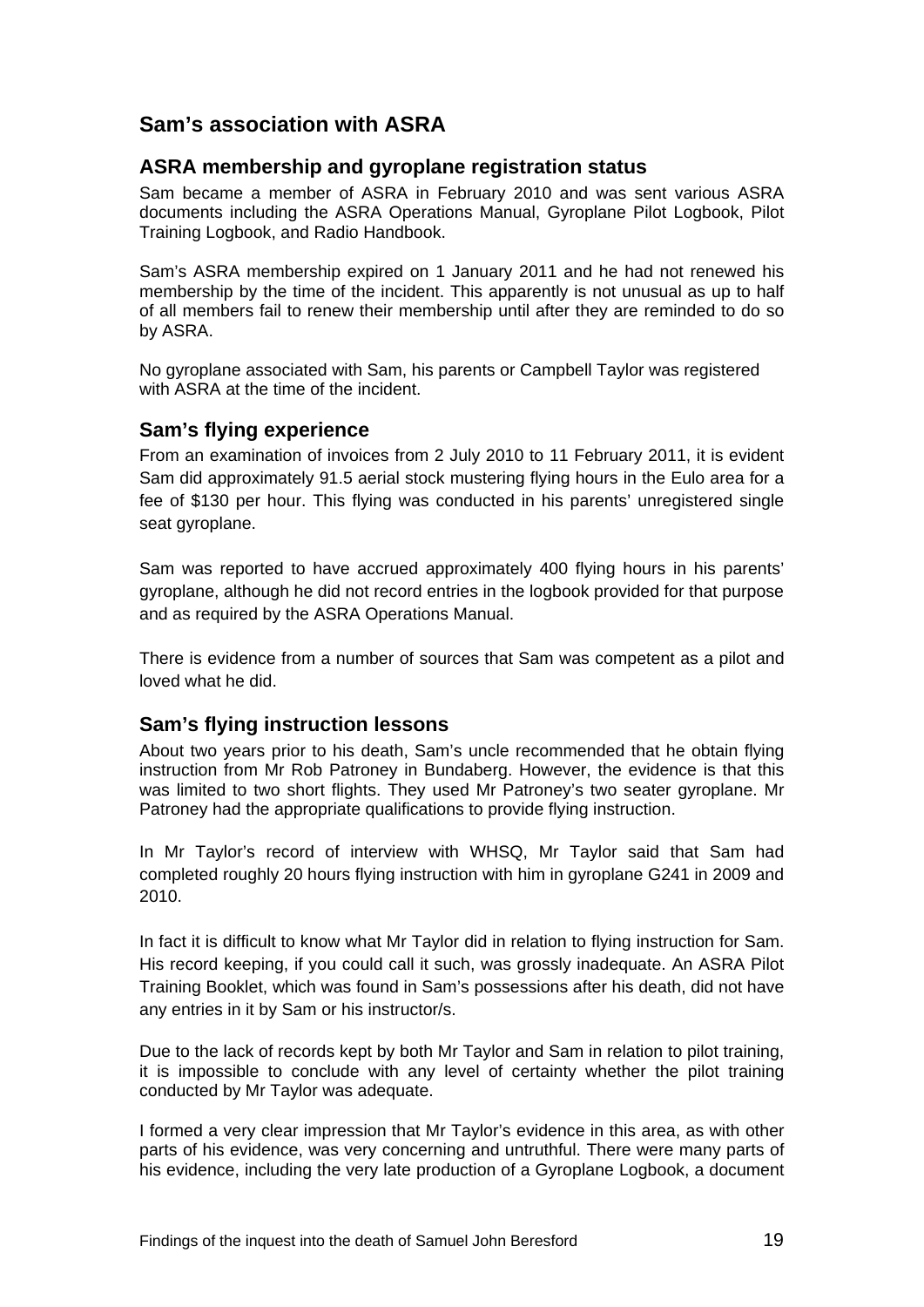## Sam's association with ASRA

### ASRA membership and gyroplane registration status

Sam became a member of ASRA in February 2010 and was sent various ASRA documents including the ASRA Operations Manual, Gyroplane Pilot Logbook, Pilot Training Logbook, and Radio Handbook.

Sam's ASRA membership expired on 1 January 2011 and he had not renewed his membership by the time of the incident. This apparently is not unusual as up to half of all members fail to renew their membership until after they are reminded to do so by ASRA.

No gyroplane associated with Sam, his parents or Campbell Taylor was registered with ASRA at the time of the incident.

### Sam's flying experience

From an examination of invoices from 2 July 2010 to 11 February 2011, it is evident Sam did approximately 91.5 aerial stock mustering flying hours in the Eulo area for a fee of $130 per hour. This flying was conducted in his parents' unregistered single seat gyroplane.

Sam was reported to have accrued approximately 400 flying hours in his parents' gyroplane, although he did not record entries in the logbook provided for that purpose and as required by the ASRA Operations Manual.

There is evidence from a number of sources that Sam was competent as a pilot and loved what he did.

### Sam's flying instruction lessons

About two years prior to his death, Sam's uncle recommended that he obtain flying instruction from Mr Rob Patroney in Bundaberg. However, the evidence is that this was limited to two short flights. They used Mr Patroney's two seater gyroplane. Mr Patroney had the appropriate qualifications to provide flying instruction.

In Mr Taylor's record of interview with WHSQ, Mr Taylor said that Sam had completed roughly 20 hours flying instruction with him in gyroplane G241 in 2009 and 2010.

In fact it is difficult to know what Mr Taylor did in relation to flying instruction for Sam. His record keeping, if you could call it such, was grossly inadequate. An ASRA Pilot Training Booklet, which was found in Sam's possessions after his death, did not have any entries in it by Sam or his instructor/s.

Due to the lack of records kept by both Mr Taylor and Sam in relation to pilot training, it is impossible to conclude with any level of certainty whether the pilot training conducted by Mr Taylor was adequate.

I formed a very clear impression that Mr Taylor's evidence in this area, as with other parts of his evidence, was very concerning and untruthful. There were many parts of his evidence, including the very late production of a Gyroplane Logbook, a document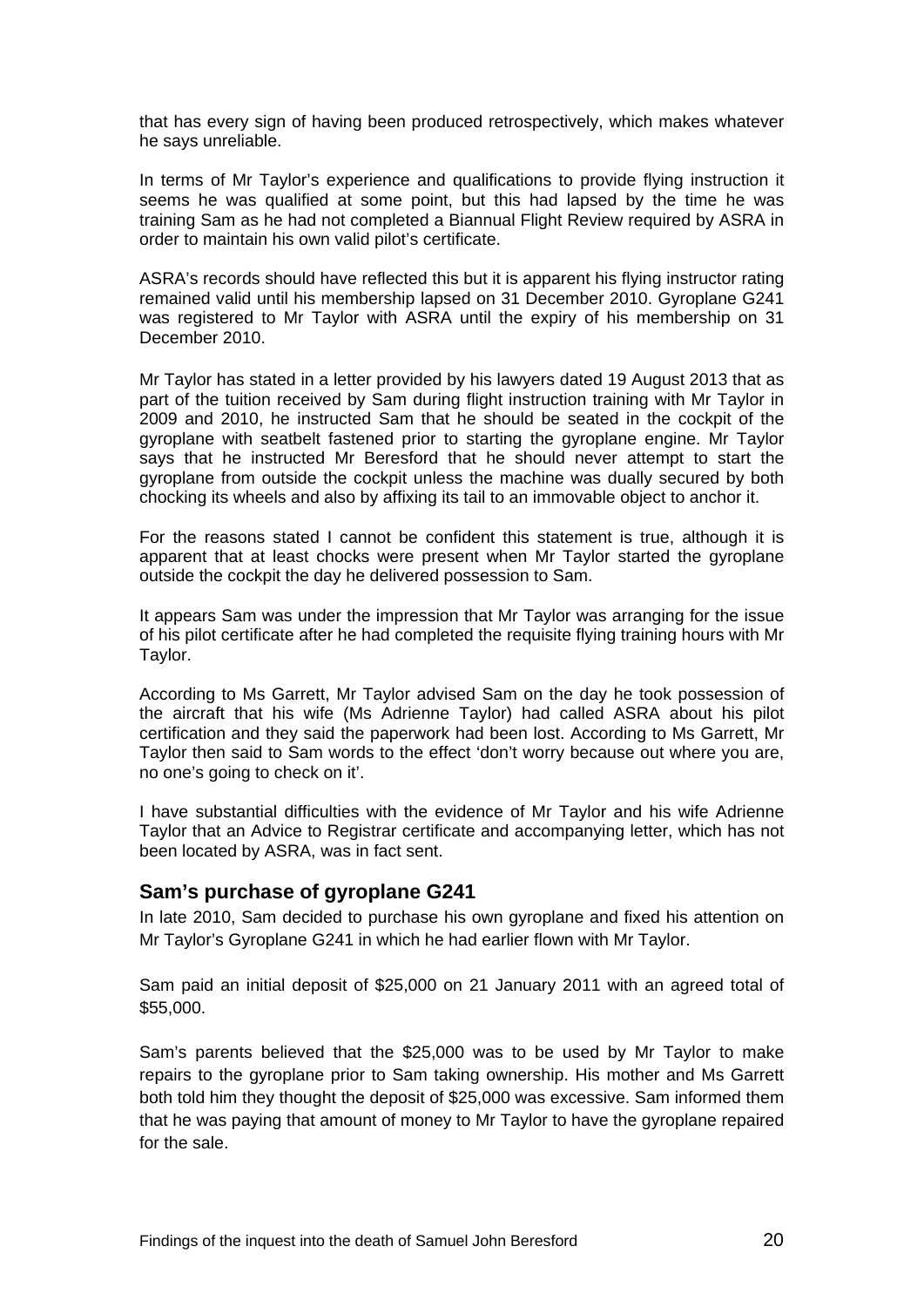that has every sign of having been produced retrospectively, which makes whatever he says unreliable.

In terms of Mr Taylor's experience and qualifications to provide flying instruction it seems he was qualified at some point, but this had lapsed by the time he was training Sam as he had not completed a Biannual Flight Review required by ASRA in order to maintain his own valid pilot's certificate.

ASRA's records should have reflected this but it is apparent his flying instructor rating remained valid until his membership lapsed on 31 December 2010. Gyroplane G241 was registered to Mr Taylor with ASRA until the expiry of his membership on 31 December 2010.

Mr Taylor has stated in a letter provided by his lawyers dated 19 August 2013 that as part of the tuition received by Sam during flight instruction training with Mr Taylor in 2009 and 2010, he instructed Sam that he should be seated in the cockpit of the gyroplane with seatbelt fastened prior to starting the gyroplane engine. Mr Taylor says that he instructed Mr Beresford that he should never attempt to start the gyroplane from outside the cockpit unless the machine was dually secured by both chocking its wheels and also by affixing its tail to an immovable object to anchor it.

For the reasons stated I cannot be confident this statement is true, although it is apparent that at least chocks were present when Mr Taylor started the gyroplane outside the cockpit the day he delivered possession to Sam.

It appears Sam was under the impression that Mr Taylor was arranging for the issue of his pilot certificate after he had completed the requisite flying training hours with Mr Taylor.

According to Ms Garrett, Mr Taylor advised Sam on the day he took possession of the aircraft that his wife (Ms Adrienne Taylor) had called ASRA about his pilot certification and they said the paperwork had been lost. According to Ms Garrett, Mr Taylor then said to Sam words to the effect 'don't worry because out where you are, no one's going to check on it'.

I have substantial difficulties with the evidence of Mr Taylor and his wife Adrienne Taylor that an Advice to Registrar certificate and accompanying letter, which has not been located by ASRA, was in fact sent.

## Sam's purchase of gyroplane G241

In late 2010, Sam decided to purchase his own gyroplane and fixed his attention on Mr Taylor's Gyroplane G241 in which he had earlier flown with Mr Taylor.

Sam paid an initial deposit of $25,000 on 21 January 2011 with an agreed total of $55,000.

Sam's parents believed that the $25,000 was to be used by Mr Taylor to make repairs to the gyroplane prior to Sam taking ownership. His mother and Ms Garrett both told him they thought the deposit of $25,000 was excessive. Sam informed them that he was paying that amount of money to Mr Taylor to have the gyroplane repaired for the sale.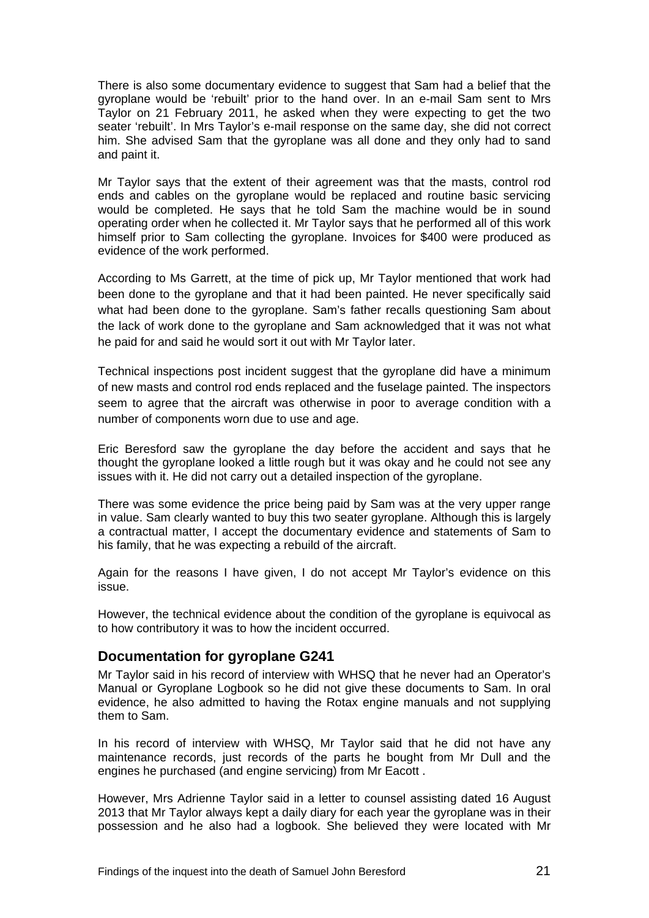There is also some documentary evidence to suggest that Sam had a belief that the gyroplane would be 'rebuilt' prior to the hand over. In an e-mail Sam sent to Mrs Taylor on 21 February 2011, he asked when they were expecting to get the two seater 'rebuilt'. In Mrs Taylor's e-mail response on the same day, she did not correct him. She advised Sam that the gyroplane was all done and they only had to sand and paint it.

Mr Taylor says that the extent of their agreement was that the masts, control rod ends and cables on the gyroplane would be replaced and routine basic servicing would be completed. He says that he told Sam the machine would be in sound operating order when he collected it. Mr Taylor says that he performed all of this work himself prior to Sam collecting the gyroplane. Invoices for $400 were produced as evidence of the work performed.

According to Ms Garrett, at the time of pick up, Mr Taylor mentioned that work had been done to the gyroplane and that it had been painted. He never specifically said what had been done to the gyroplane. Sam's father recalls questioning Sam about the lack of work done to the gyroplane and Sam acknowledged that it was not what he paid for and said he would sort it out with Mr Taylor later.

Technical inspections post incident suggest that the gyroplane did have a minimum of new masts and control rod ends replaced and the fuselage painted. The inspectors seem to agree that the aircraft was otherwise in poor to average condition with a number of components worn due to use and age.

Eric Beresford saw the gyroplane the day before the accident and says that he thought the gyroplane looked a little rough but it was okay and he could not see any issues with it. He did not carry out a detailed inspection of the gyroplane.

There was some evidence the price being paid by Sam was at the very upper range in value. Sam clearly wanted to buy this two seater gyroplane. Although this is largely a contractual matter, I accept the documentary evidence and statements of Sam to his family, that he was expecting a rebuild of the aircraft.

Again for the reasons I have given, I do not accept Mr Taylor's evidence on this issue.

However, the technical evidence about the condition of the gyroplane is equivocal as to how contributory it was to how the incident occurred.

## Documentation for gyroplane G241

Mr Taylor said in his record of interview with WHSQ that he never had an Operator's Manual or Gyroplane Logbook so he did not give these documents to Sam. In oral evidence, he also admitted to having the Rotax engine manuals and not supplying them to Sam.

In his record of interview with WHSQ, Mr Taylor said that he did not have any maintenance records, just records of the parts he bought from Mr Dull and the engines he purchased (and engine servicing) from Mr Eacott .

However, Mrs Adrienne Taylor said in a letter to counsel assisting dated 16 August 2013 that Mr Taylor always kept a daily diary for each year the gyroplane was in their possession and he also had a logbook. She believed they were located with Mr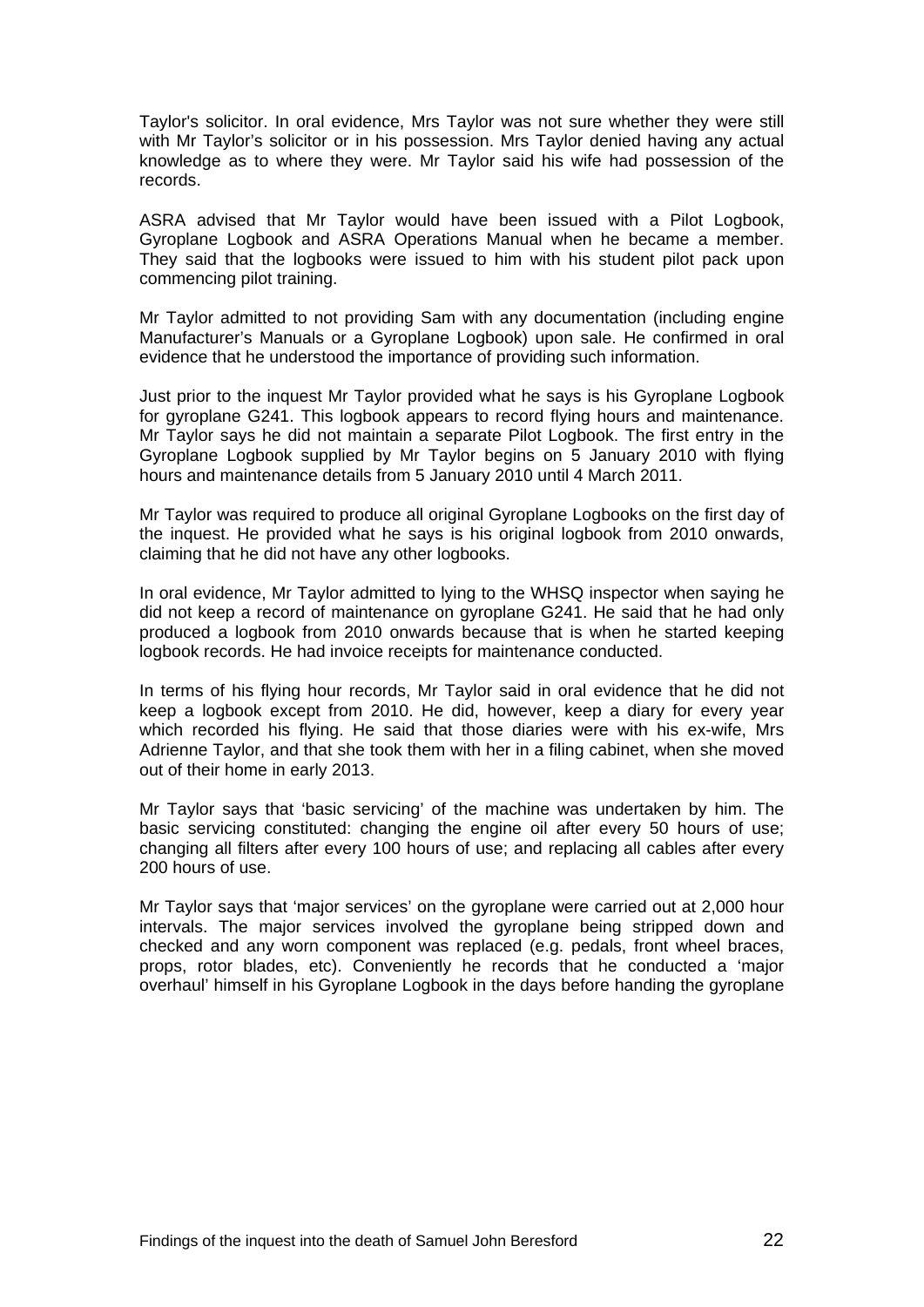Taylor's solicitor. In oral evidence, Mrs Taylor was not sure whether they were still with Mr Taylor's solicitor or in his possession. Mrs Taylor denied having any actual knowledge as to where they were. Mr Taylor said his wife had possession of the records.

ASRA advised that Mr Taylor would have been issued with a Pilot Logbook, Gyroplane Logbook and ASRA Operations Manual when he became a member. They said that the logbooks were issued to him with his student pilot pack upon commencing pilot training.

Mr Taylor admitted to not providing Sam with any documentation (including engine Manufacturer's Manuals or a Gyroplane Logbook) upon sale. He confirmed in oral evidence that he understood the importance of providing such information.

Just prior to the inquest Mr Taylor provided what he says is his Gyroplane Logbook for gyroplane G241. This logbook appears to record flying hours and maintenance. Mr Taylor says he did not maintain a separate Pilot Logbook. The first entry in the Gyroplane Logbook supplied by Mr Taylor begins on 5 January 2010 with flying hours and maintenance details from 5 January 2010 until 4 March 2011.

Mr Taylor was required to produce all original Gyroplane Logbooks on the first day of the inquest. He provided what he says is his original logbook from 2010 onwards, claiming that he did not have any other logbooks.

In oral evidence, Mr Taylor admitted to lying to the WHSQ inspector when saying he did not keep a record of maintenance on gyroplane G241. He said that he had only produced a logbook from 2010 onwards because that is when he started keeping logbook records. He had invoice receipts for maintenance conducted.

In terms of his flying hour records, Mr Taylor said in oral evidence that he did not keep a logbook except from 2010. He did, however, keep a diary for every year which recorded his flying. He said that those diaries were with his ex-wife, Mrs Adrienne Taylor, and that she took them with her in a filing cabinet, when she moved out of their home in early 2013.

Mr Taylor says that 'basic servicing' of the machine was undertaken by him. The basic servicing constituted: changing the engine oil after every 50 hours of use; changing all filters after every 100 hours of use; and replacing all cables after every 200 hours of use.

Mr Taylor says that 'major services' on the gyroplane were carried out at 2,000 hour intervals. The major services involved the gyroplane being stripped down and checked and any worn component was replaced (e.g. pedals, front wheel braces, props, rotor blades, etc). Conveniently he records that he conducted a 'major overhaul' himself in his Gyroplane Logbook in the days before handing the gyroplane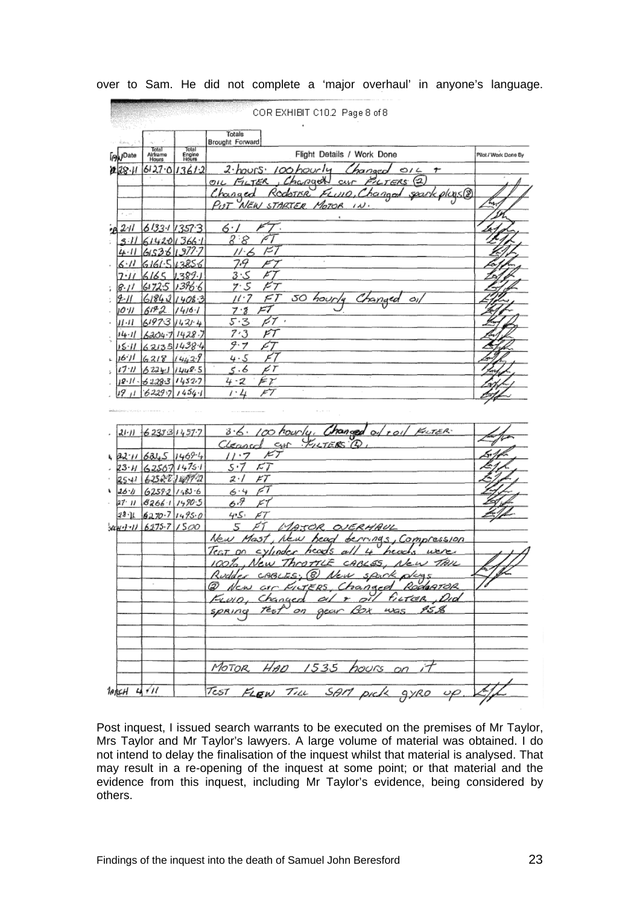over to Sam. He did not complete a 'major overhaul' in anyone's language.

COR EXHIBIT C10.2 Page 8 of 8

| Date | Total Airframe Hours | Total Engine Hours | Flight Details / Work Done | Pilot / Work Done By |
|---|---|---|---|---|
| | | | Totals Brought Forward | |
| 28.11 | 6127.0 | 1361.2 | 2 hours. 100 hourly Changed oil + oil filter, Changed air filters (2) Changed Radiator fluid, Changed spark plugs (8) Put new starter motor in. | |
| 2.11 | 6133.1 | 1357.3 | 6.1 FT. | |
| 3.11 | 6142.0 | 1366.1 | 8.8 FT | |
| 4.11 | 6153.6 | 1377.7 | 11.6 FT | |
| 6.11 | 6161.5 | 1385.6 | 7.9 FT | |
| 7.11 | 6165 | 1389.1 | 3.5 FT | |
| 8.11 | 6172.5 | 1396.6 | 7.5 FT | |
| 9.11 | 6184.2 | 1408.3 | 11.7 FT 50 hourly Changed oil | |
| 10.11 | 6192 | 1416.1 | 7.8 FT | |
| 11.11 | 6197.3 | 1421.4 | 5.3 FT. | |
| 14.11 | 6204.7 | 1428.7 | 7.3 FT | |
| 15.11 | 6213.5 | 1438.4 | 9.7 FT | |
| 16.11 | 6218 | 1442.9 | 4.5 FT | |
| 17.11 | 6224.1 | 1448.5 | 5.6 FT | |
| 18.11 | 6228.3 | 1452.7 | 4.2 FT | |
| 19.11 | 6229.7 | 1454.1 | 1.4 FT | |
| 21.11 | 6233.3 | 1457.7 | 3.6. 100 hourly. Changed oil + oil filter. Cleaned air filters (2). | |
| 22.11 | 6245 | 1469.4 | 11.7 FT | |
| 23.11 | 6250.7 | 1475.1 | 5.7 FT | |
| 25.11 | 6252.8 | 1477.2 | 2.1 FT | |
| 26.11 | 6259.2 | 1483.6 | 6.4 FT | |
| 27.11 | 6266.1 | 1490.5 | 6.9 FT | |
| 28.11 | 6270.7 | 1495.0 | 4.5 FT | |
| March 1.11 | 6275.7 | 1500 | 5 FT MAJOR OVERHAUL New Mast, New head bearings, Compression Test on cylinder heads all 4 heads were 100%, New Throttle cables, New Tail Rudder cables, (8) New spark plugs (2) New air filters, Changed Radiator fluid, Changed oil + oil filter, Did spring test on gear box was 95% | |
| | | | MOTOR HAD 1535 hours on it | |
| March 4.11 | | | Test flew till Sam pick gyro up. | |

Post inquest, I issued search warrants to be executed on the premises of Mr Taylor, Mrs Taylor and Mr Taylor's lawyers. A large volume of material was obtained. I do not intend to delay the finalisation of the inquest whilst that material is analysed. That may result in a re-opening of the inquest at some point; or that material and the evidence from this inquest, including Mr Taylor's evidence, being considered by others.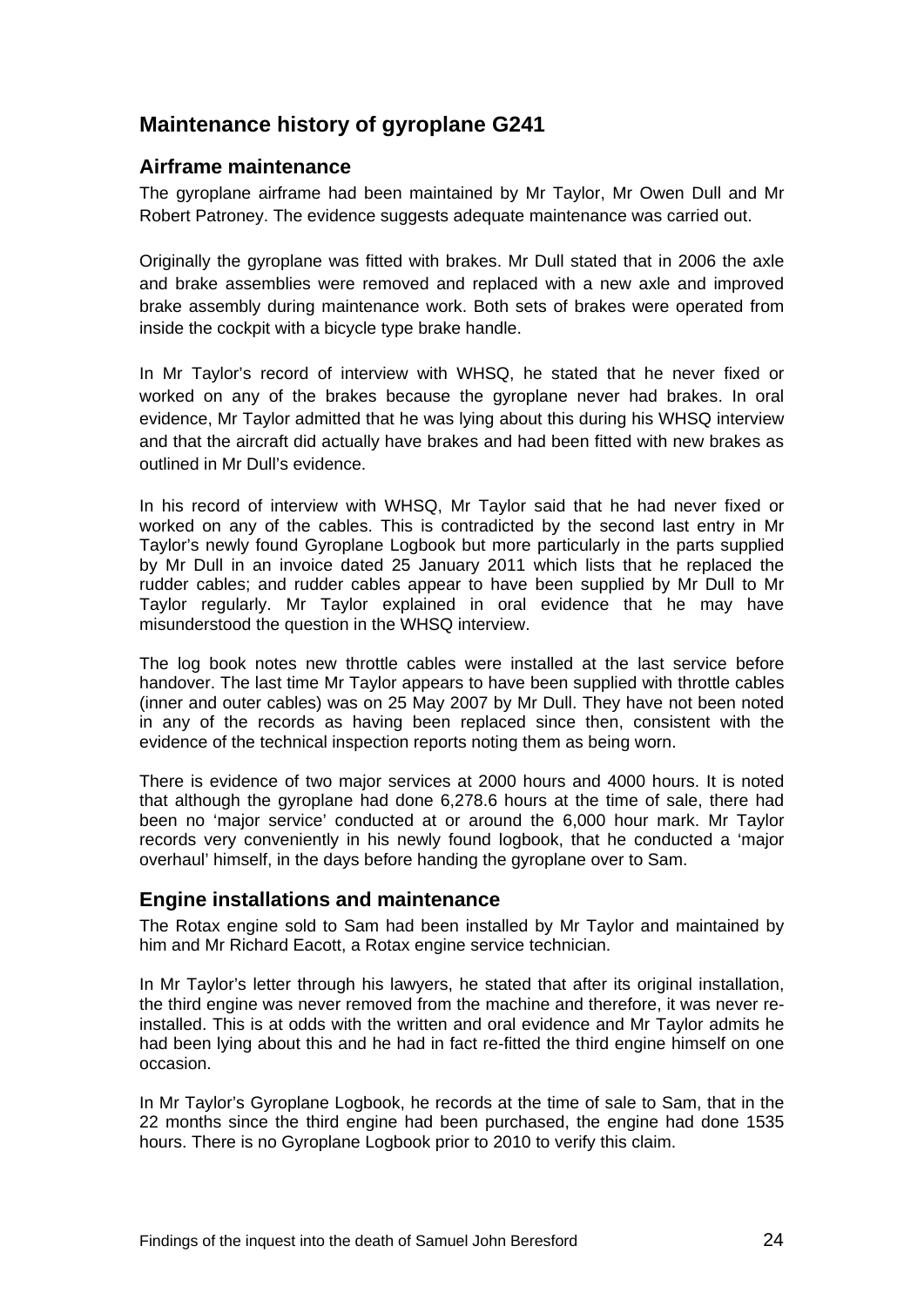## Maintenance history of gyroplane G241

### Airframe maintenance

The gyroplane airframe had been maintained by Mr Taylor, Mr Owen Dull and Mr Robert Patroney. The evidence suggests adequate maintenance was carried out.

Originally the gyroplane was fitted with brakes. Mr Dull stated that in 2006 the axle and brake assemblies were removed and replaced with a new axle and improved brake assembly during maintenance work. Both sets of brakes were operated from inside the cockpit with a bicycle type brake handle.

In Mr Taylor's record of interview with WHSQ, he stated that he never fixed or worked on any of the brakes because the gyroplane never had brakes. In oral evidence, Mr Taylor admitted that he was lying about this during his WHSQ interview and that the aircraft did actually have brakes and had been fitted with new brakes as outlined in Mr Dull's evidence.

In his record of interview with WHSQ, Mr Taylor said that he had never fixed or worked on any of the cables. This is contradicted by the second last entry in Mr Taylor's newly found Gyroplane Logbook but more particularly in the parts supplied by Mr Dull in an invoice dated 25 January 2011 which lists that he replaced the rudder cables; and rudder cables appear to have been supplied by Mr Dull to Mr Taylor regularly. Mr Taylor explained in oral evidence that he may have misunderstood the question in the WHSQ interview.

The log book notes new throttle cables were installed at the last service before handover. The last time Mr Taylor appears to have been supplied with throttle cables (inner and outer cables) was on 25 May 2007 by Mr Dull. They have not been noted in any of the records as having been replaced since then, consistent with the evidence of the technical inspection reports noting them as being worn.

There is evidence of two major services at 2000 hours and 4000 hours. It is noted that although the gyroplane had done 6,278.6 hours at the time of sale, there had been no 'major service' conducted at or around the 6,000 hour mark. Mr Taylor records very conveniently in his newly found logbook, that he conducted a 'major overhaul' himself, in the days before handing the gyroplane over to Sam.

### Engine installations and maintenance

The Rotax engine sold to Sam had been installed by Mr Taylor and maintained by him and Mr Richard Eacott, a Rotax engine service technician.

In Mr Taylor's letter through his lawyers, he stated that after its original installation, the third engine was never removed from the machine and therefore, it was never re-installed. This is at odds with the written and oral evidence and Mr Taylor admits he had been lying about this and he had in fact re-fitted the third engine himself on one occasion.

In Mr Taylor's Gyroplane Logbook, he records at the time of sale to Sam, that in the 22 months since the third engine had been purchased, the engine had done 1535 hours. There is no Gyroplane Logbook prior to 2010 to verify this claim.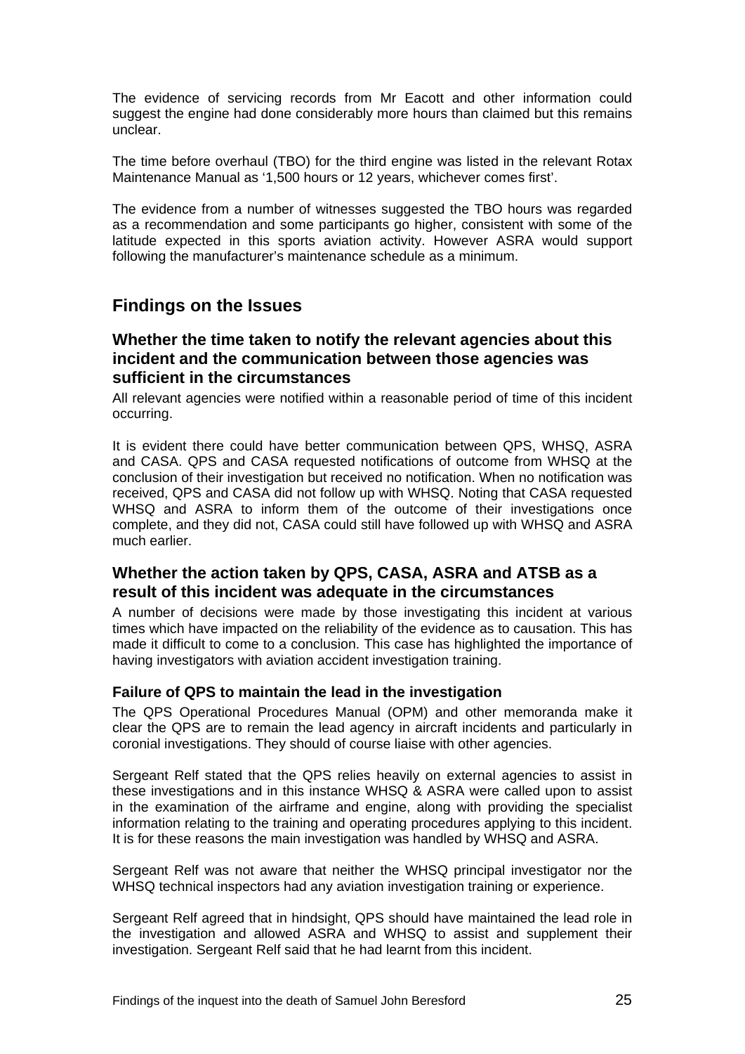The evidence of servicing records from Mr Eacott and other information could suggest the engine had done considerably more hours than claimed but this remains unclear.

The time before overhaul (TBO) for the third engine was listed in the relevant Rotax Maintenance Manual as '1,500 hours or 12 years, whichever comes first'.

The evidence from a number of witnesses suggested the TBO hours was regarded as a recommendation and some participants go higher, consistent with some of the latitude expected in this sports aviation activity. However ASRA would support following the manufacturer's maintenance schedule as a minimum.

## Findings on the Issues

### Whether the time taken to notify the relevant agencies about this incident and the communication between those agencies was sufficient in the circumstances

All relevant agencies were notified within a reasonable period of time of this incident occurring.

It is evident there could have better communication between QPS, WHSQ, ASRA and CASA. QPS and CASA requested notifications of outcome from WHSQ at the conclusion of their investigation but received no notification. When no notification was received, QPS and CASA did not follow up with WHSQ. Noting that CASA requested WHSQ and ASRA to inform them of the outcome of their investigations once complete, and they did not, CASA could still have followed up with WHSQ and ASRA much earlier.

### Whether the action taken by QPS, CASA, ASRA and ATSB as a result of this incident was adequate in the circumstances

A number of decisions were made by those investigating this incident at various times which have impacted on the reliability of the evidence as to causation. This has made it difficult to come to a conclusion. This case has highlighted the importance of having investigators with aviation accident investigation training.

#### Failure of QPS to maintain the lead in the investigation

The QPS Operational Procedures Manual (OPM) and other memoranda make it clear the QPS are to remain the lead agency in aircraft incidents and particularly in coronial investigations. They should of course liaise with other agencies.

Sergeant Relf stated that the QPS relies heavily on external agencies to assist in these investigations and in this instance WHSQ & ASRA were called upon to assist in the examination of the airframe and engine, along with providing the specialist information relating to the training and operating procedures applying to this incident. It is for these reasons the main investigation was handled by WHSQ and ASRA.

Sergeant Relf was not aware that neither the WHSQ principal investigator nor the WHSQ technical inspectors had any aviation investigation training or experience.

Sergeant Relf agreed that in hindsight, QPS should have maintained the lead role in the investigation and allowed ASRA and WHSQ to assist and supplement their investigation. Sergeant Relf said that he had learnt from this incident.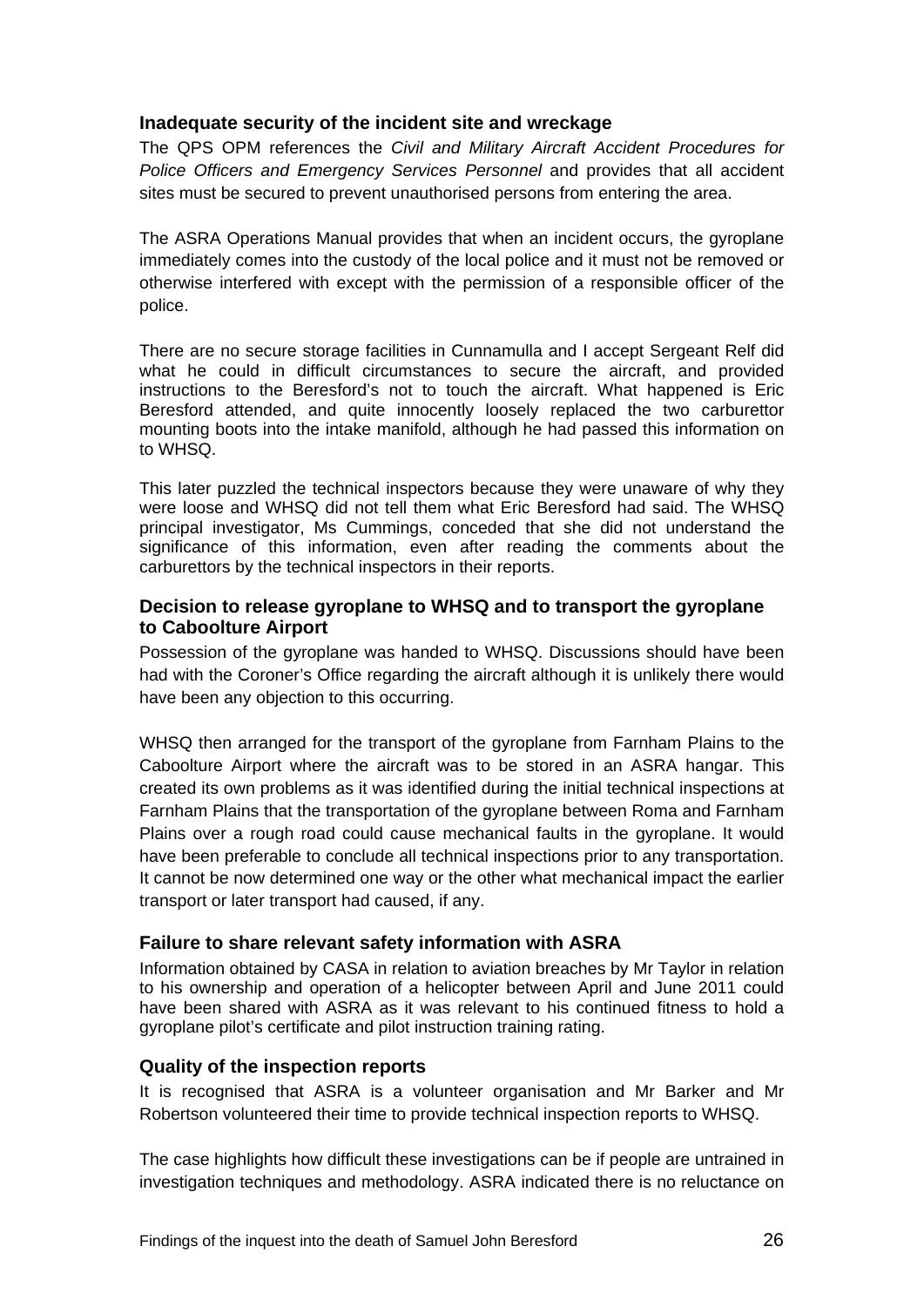### Inadequate security of the incident site and wreckage

The QPS OPM references the *Civil and Military Aircraft Accident Procedures for Police Officers and Emergency Services Personnel* and provides that all accident sites must be secured to prevent unauthorised persons from entering the area.

The ASRA Operations Manual provides that when an incident occurs, the gyroplane immediately comes into the custody of the local police and it must not be removed or otherwise interfered with except with the permission of a responsible officer of the police.

There are no secure storage facilities in Cunnamulla and I accept Sergeant Relf did what he could in difficult circumstances to secure the aircraft, and provided instructions to the Beresford's not to touch the aircraft. What happened is Eric Beresford attended, and quite innocently loosely replaced the two carburettor mounting boots into the intake manifold, although he had passed this information on to WHSQ.

This later puzzled the technical inspectors because they were unaware of why they were loose and WHSQ did not tell them what Eric Beresford had said. The WHSQ principal investigator, Ms Cummings, conceded that she did not understand the significance of this information, even after reading the comments about the carburettors by the technical inspectors in their reports.

### Decision to release gyroplane to WHSQ and to transport the gyroplane to Caboolture Airport

Possession of the gyroplane was handed to WHSQ. Discussions should have been had with the Coroner's Office regarding the aircraft although it is unlikely there would have been any objection to this occurring.

WHSQ then arranged for the transport of the gyroplane from Farnham Plains to the Caboolture Airport where the aircraft was to be stored in an ASRA hangar. This created its own problems as it was identified during the initial technical inspections at Farnham Plains that the transportation of the gyroplane between Roma and Farnham Plains over a rough road could cause mechanical faults in the gyroplane. It would have been preferable to conclude all technical inspections prior to any transportation. It cannot be now determined one way or the other what mechanical impact the earlier transport or later transport had caused, if any.

### Failure to share relevant safety information with ASRA

Information obtained by CASA in relation to aviation breaches by Mr Taylor in relation to his ownership and operation of a helicopter between April and June 2011 could have been shared with ASRA as it was relevant to his continued fitness to hold a gyroplane pilot's certificate and pilot instruction training rating.

### Quality of the inspection reports

It is recognised that ASRA is a volunteer organisation and Mr Barker and Mr Robertson volunteered their time to provide technical inspection reports to WHSQ.

The case highlights how difficult these investigations can be if people are untrained in investigation techniques and methodology. ASRA indicated there is no reluctance on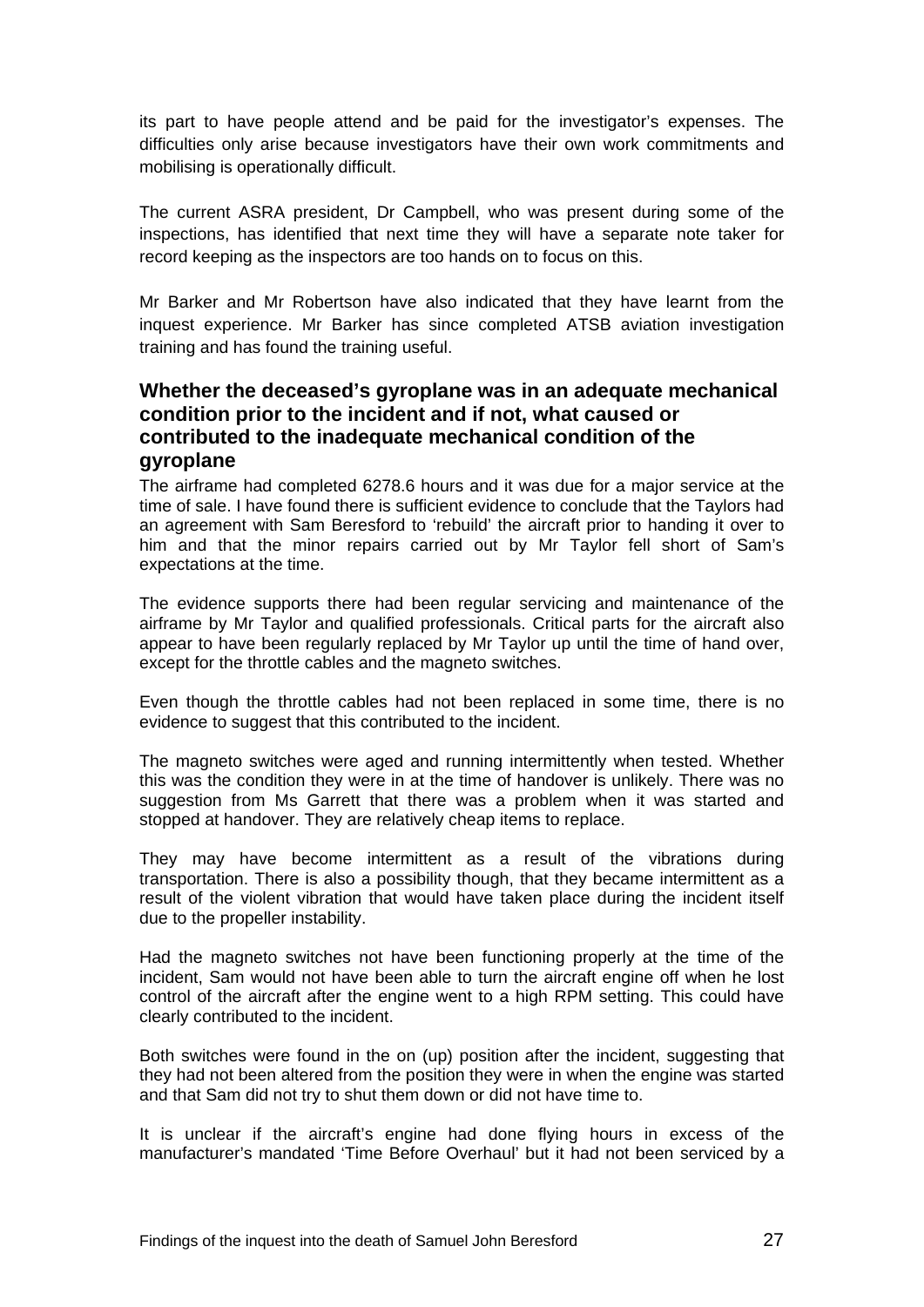its part to have people attend and be paid for the investigator's expenses. The difficulties only arise because investigators have their own work commitments and mobilising is operationally difficult.

The current ASRA president, Dr Campbell, who was present during some of the inspections, has identified that next time they will have a separate note taker for record keeping as the inspectors are too hands on to focus on this.

Mr Barker and Mr Robertson have also indicated that they have learnt from the inquest experience. Mr Barker has since completed ATSB aviation investigation training and has found the training useful.

## Whether the deceased's gyroplane was in an adequate mechanical condition prior to the incident and if not, what caused or contributed to the inadequate mechanical condition of the gyroplane

The airframe had completed 6278.6 hours and it was due for a major service at the time of sale. I have found there is sufficient evidence to conclude that the Taylors had an agreement with Sam Beresford to 'rebuild' the aircraft prior to handing it over to him and that the minor repairs carried out by Mr Taylor fell short of Sam's expectations at the time.

The evidence supports there had been regular servicing and maintenance of the airframe by Mr Taylor and qualified professionals. Critical parts for the aircraft also appear to have been regularly replaced by Mr Taylor up until the time of hand over, except for the throttle cables and the magneto switches.

Even though the throttle cables had not been replaced in some time, there is no evidence to suggest that this contributed to the incident.

The magneto switches were aged and running intermittently when tested. Whether this was the condition they were in at the time of handover is unlikely. There was no suggestion from Ms Garrett that there was a problem when it was started and stopped at handover. They are relatively cheap items to replace.

They may have become intermittent as a result of the vibrations during transportation. There is also a possibility though, that they became intermittent as a result of the violent vibration that would have taken place during the incident itself due to the propeller instability.

Had the magneto switches not have been functioning properly at the time of the incident, Sam would not have been able to turn the aircraft engine off when he lost control of the aircraft after the engine went to a high RPM setting. This could have clearly contributed to the incident.

Both switches were found in the on (up) position after the incident, suggesting that they had not been altered from the position they were in when the engine was started and that Sam did not try to shut them down or did not have time to.

It is unclear if the aircraft's engine had done flying hours in excess of the manufacturer's mandated 'Time Before Overhaul' but it had not been serviced by a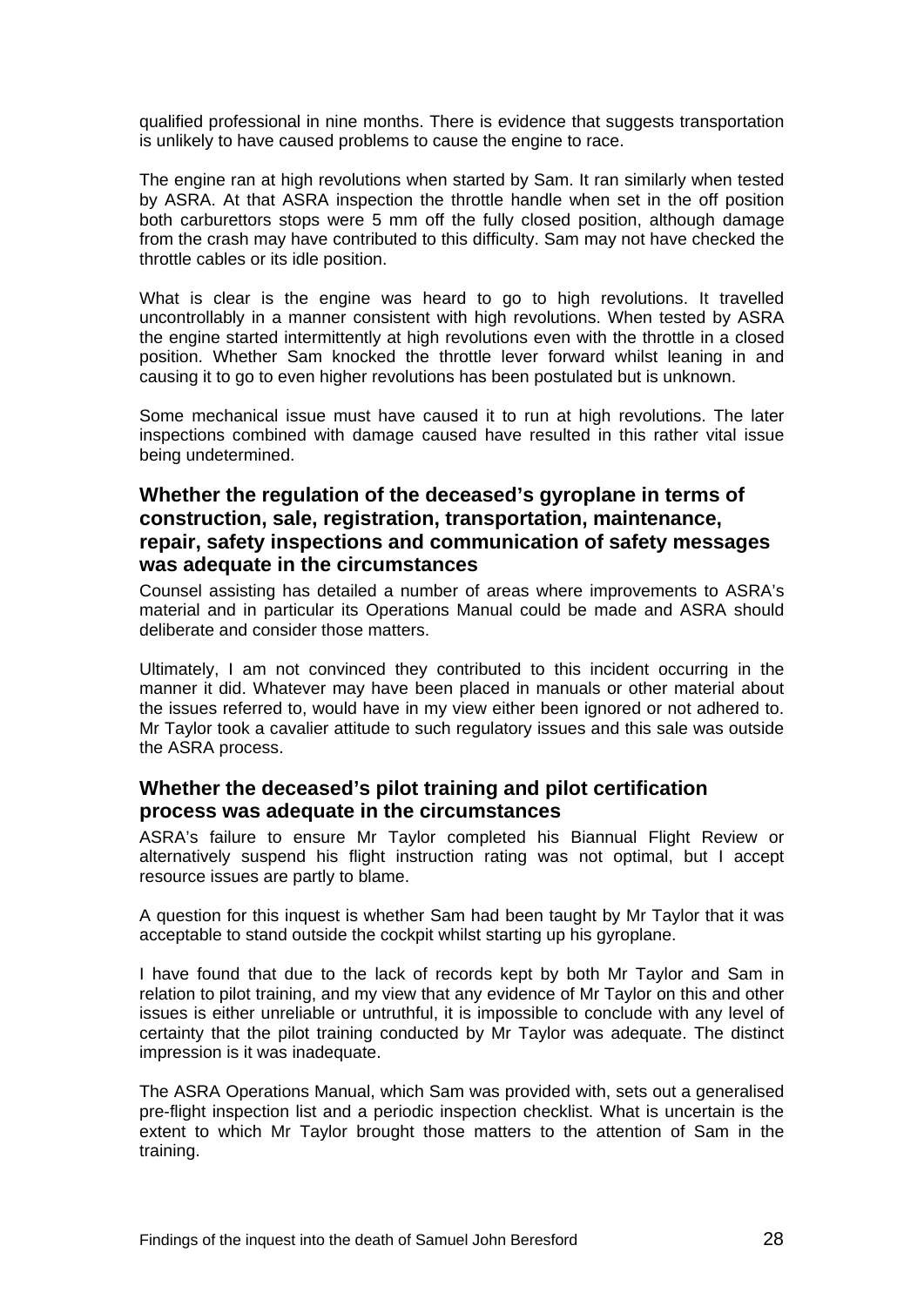qualified professional in nine months. There is evidence that suggests transportation is unlikely to have caused problems to cause the engine to race.

The engine ran at high revolutions when started by Sam. It ran similarly when tested by ASRA. At that ASRA inspection the throttle handle when set in the off position both carburettors stops were 5 mm off the fully closed position, although damage from the crash may have contributed to this difficulty. Sam may not have checked the throttle cables or its idle position.

What is clear is the engine was heard to go to high revolutions. It travelled uncontrollably in a manner consistent with high revolutions. When tested by ASRA the engine started intermittently at high revolutions even with the throttle in a closed position. Whether Sam knocked the throttle lever forward whilst leaning in and causing it to go to even higher revolutions has been postulated but is unknown.

Some mechanical issue must have caused it to run at high revolutions. The later inspections combined with damage caused have resulted in this rather vital issue being undetermined.

## Whether the regulation of the deceased's gyroplane in terms of construction, sale, registration, transportation, maintenance, repair, safety inspections and communication of safety messages was adequate in the circumstances

Counsel assisting has detailed a number of areas where improvements to ASRA's material and in particular its Operations Manual could be made and ASRA should deliberate and consider those matters.

Ultimately, I am not convinced they contributed to this incident occurring in the manner it did. Whatever may have been placed in manuals or other material about the issues referred to, would have in my view either been ignored or not adhered to. Mr Taylor took a cavalier attitude to such regulatory issues and this sale was outside the ASRA process.

## Whether the deceased's pilot training and pilot certification process was adequate in the circumstances

ASRA's failure to ensure Mr Taylor completed his Biannual Flight Review or alternatively suspend his flight instruction rating was not optimal, but I accept resource issues are partly to blame.

A question for this inquest is whether Sam had been taught by Mr Taylor that it was acceptable to stand outside the cockpit whilst starting up his gyroplane.

I have found that due to the lack of records kept by both Mr Taylor and Sam in relation to pilot training, and my view that any evidence of Mr Taylor on this and other issues is either unreliable or untruthful, it is impossible to conclude with any level of certainty that the pilot training conducted by Mr Taylor was adequate. The distinct impression is it was inadequate.

The ASRA Operations Manual, which Sam was provided with, sets out a generalised pre-flight inspection list and a periodic inspection checklist. What is uncertain is the extent to which Mr Taylor brought those matters to the attention of Sam in the training.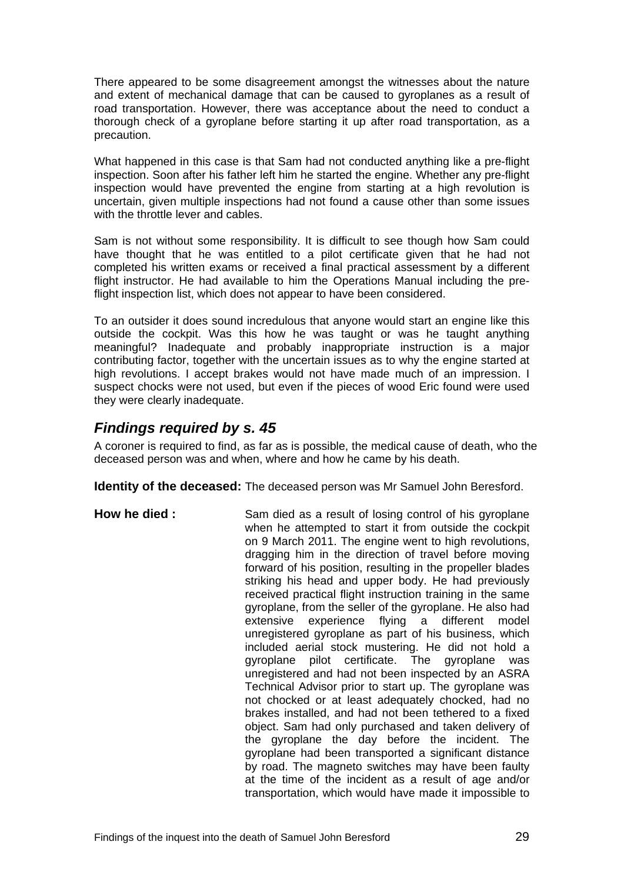There appeared to be some disagreement amongst the witnesses about the nature and extent of mechanical damage that can be caused to gyroplanes as a result of road transportation. However, there was acceptance about the need to conduct a thorough check of a gyroplane before starting it up after road transportation, as a precaution.

What happened in this case is that Sam had not conducted anything like a pre-flight inspection. Soon after his father left him he started the engine. Whether any pre-flight inspection would have prevented the engine from starting at a high revolution is uncertain, given multiple inspections had not found a cause other than some issues with the throttle lever and cables.

Sam is not without some responsibility. It is difficult to see though how Sam could have thought that he was entitled to a pilot certificate given that he had not completed his written exams or received a final practical assessment by a different flight instructor. He had available to him the Operations Manual including the pre-flight inspection list, which does not appear to have been considered.

To an outsider it does sound incredulous that anyone would start an engine like this outside the cockpit. Was this how he was taught or was he taught anything meaningful? Inadequate and probably inappropriate instruction is a major contributing factor, together with the uncertain issues as to why the engine started at high revolutions. I accept brakes would not have made much of an impression. I suspect chocks were not used, but even if the pieces of wood Eric found were used they were clearly inadequate.

## *Findings required by s. 45*

A coroner is required to find, as far as is possible, the medical cause of death, who the deceased person was and when, where and how he came by his death.

**Identity of the deceased:** The deceased person was Mr Samuel John Beresford.

**How he died :** Sam died as a result of losing control of his gyroplane when he attempted to start it from outside the cockpit on 9 March 2011. The engine went to high revolutions, dragging him in the direction of travel before moving forward of his position, resulting in the propeller blades striking his head and upper body. He had previously received practical flight instruction training in the same gyroplane, from the seller of the gyroplane. He also had extensive experience flying a different model unregistered gyroplane as part of his business, which included aerial stock mustering. He did not hold a gyroplane pilot certificate. The gyroplane was unregistered and had not been inspected by an ASRA Technical Advisor prior to start up. The gyroplane was not chocked or at least adequately chocked, had no brakes installed, and had not been tethered to a fixed object. Sam had only purchased and taken delivery of the gyroplane the day before the incident. The gyroplane had been transported a significant distance by road. The magneto switches may have been faulty at the time of the incident as a result of age and/or transportation, which would have made it impossible to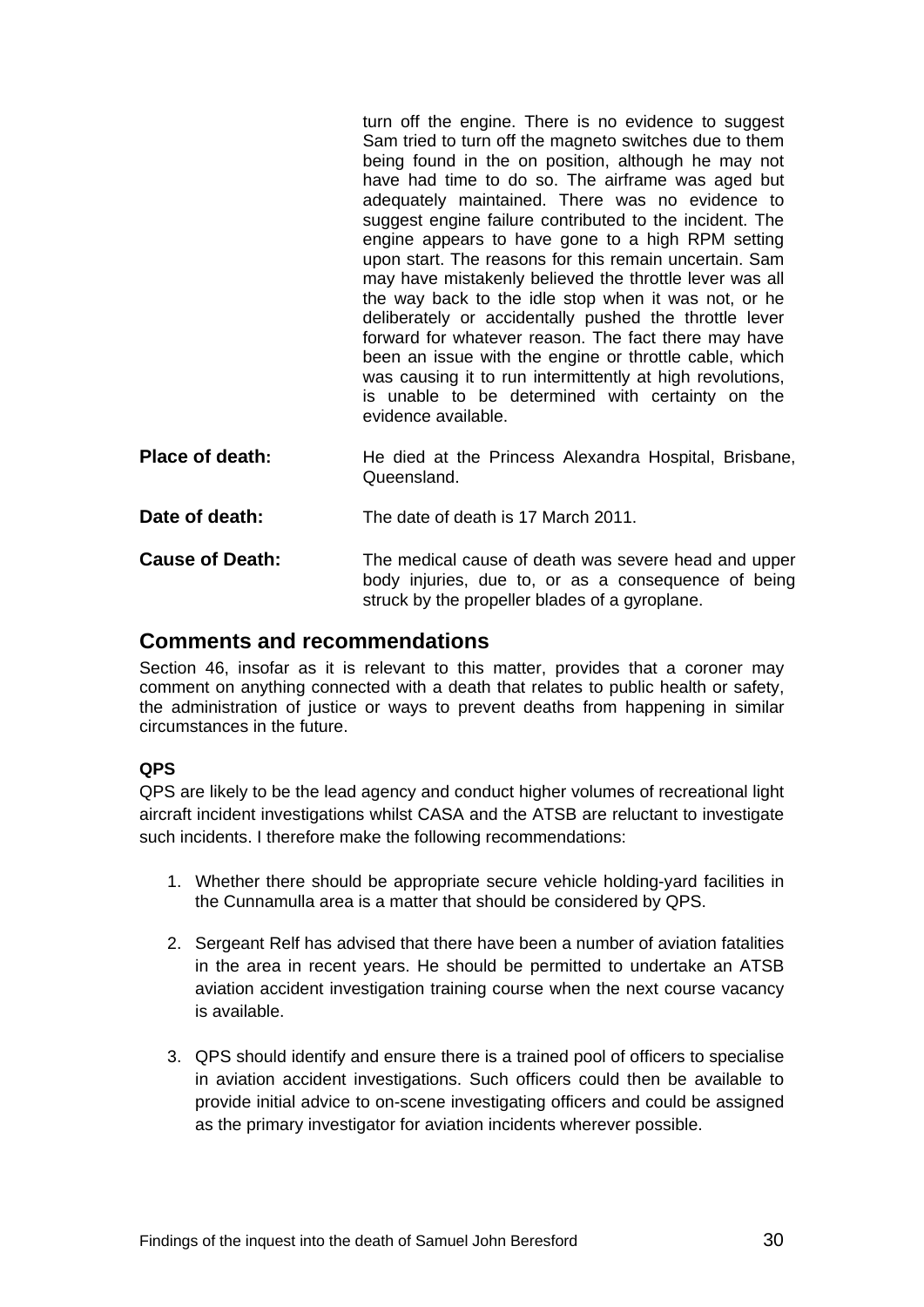turn off the engine. There is no evidence to suggest Sam tried to turn off the magneto switches due to them being found in the on position, although he may not have had time to do so. The airframe was aged but adequately maintained. There was no evidence to suggest engine failure contributed to the incident. The engine appears to have gone to a high RPM setting upon start. The reasons for this remain uncertain. Sam may have mistakenly believed the throttle lever was all the way back to the idle stop when it was not, or he deliberately or accidentally pushed the throttle lever forward for whatever reason. The fact there may have been an issue with the engine or throttle cable, which was causing it to run intermittently at high revolutions, is unable to be determined with certainty on the evidence available.

**Place of death:** He died at the Princess Alexandra Hospital, Brisbane, Queensland.

**Date of death:** The date of death is 17 March 2011.

**Cause of Death:** The medical cause of death was severe head and upper body injuries, due to, or as a consequence of being struck by the propeller blades of a gyroplane.

## Comments and recommendations

Section 46, insofar as it is relevant to this matter, provides that a coroner may comment on anything connected with a death that relates to public health or safety, the administration of justice or ways to prevent deaths from happening in similar circumstances in the future.

**QPS**

QPS are likely to be the lead agency and conduct higher volumes of recreational light aircraft incident investigations whilst CASA and the ATSB are reluctant to investigate such incidents. I therefore make the following recommendations:

1. Whether there should be appropriate secure vehicle holding-yard facilities in the Cunnamulla area is a matter that should be considered by QPS.
2. Sergeant Relf has advised that there have been a number of aviation fatalities in the area in recent years. He should be permitted to undertake an ATSB aviation accident investigation training course when the next course vacancy is available.
3. QPS should identify and ensure there is a trained pool of officers to specialise in aviation accident investigations. Such officers could then be available to provide initial advice to on-scene investigating officers and could be assigned as the primary investigator for aviation incidents wherever possible.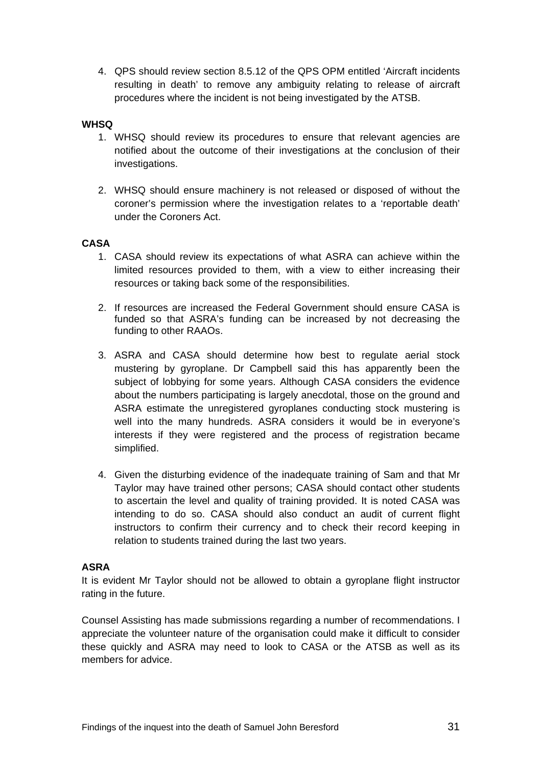4. QPS should review section 8.5.12 of the QPS OPM entitled 'Aircraft incidents resulting in death' to remove any ambiguity relating to release of aircraft procedures where the incident is not being investigated by the ATSB.

**WHSQ**

1. WHSQ should review its procedures to ensure that relevant agencies are notified about the outcome of their investigations at the conclusion of their investigations.

2. WHSQ should ensure machinery is not released or disposed of without the coroner's permission where the investigation relates to a 'reportable death' under the Coroners Act.

**CASA**

1. CASA should review its expectations of what ASRA can achieve within the limited resources provided to them, with a view to either increasing their resources or taking back some of the responsibilities.

2. If resources are increased the Federal Government should ensure CASA is funded so that ASRA's funding can be increased by not decreasing the funding to other RAAOs.

3. ASRA and CASA should determine how best to regulate aerial stock mustering by gyroplane. Dr Campbell said this has apparently been the subject of lobbying for some years. Although CASA considers the evidence about the numbers participating is largely anecdotal, those on the ground and ASRA estimate the unregistered gyroplanes conducting stock mustering is well into the many hundreds. ASRA considers it would be in everyone's interests if they were registered and the process of registration became simplified.

4. Given the disturbing evidence of the inadequate training of Sam and that Mr Taylor may have trained other persons; CASA should contact other students to ascertain the level and quality of training provided. It is noted CASA was intending to do so. CASA should also conduct an audit of current flight instructors to confirm their currency and to check their record keeping in relation to students trained during the last two years.

**ASRA**

It is evident Mr Taylor should not be allowed to obtain a gyroplane flight instructor rating in the future.

Counsel Assisting has made submissions regarding a number of recommendations. I appreciate the volunteer nature of the organisation could make it difficult to consider these quickly and ASRA may need to look to CASA or the ATSB as well as its members for advice.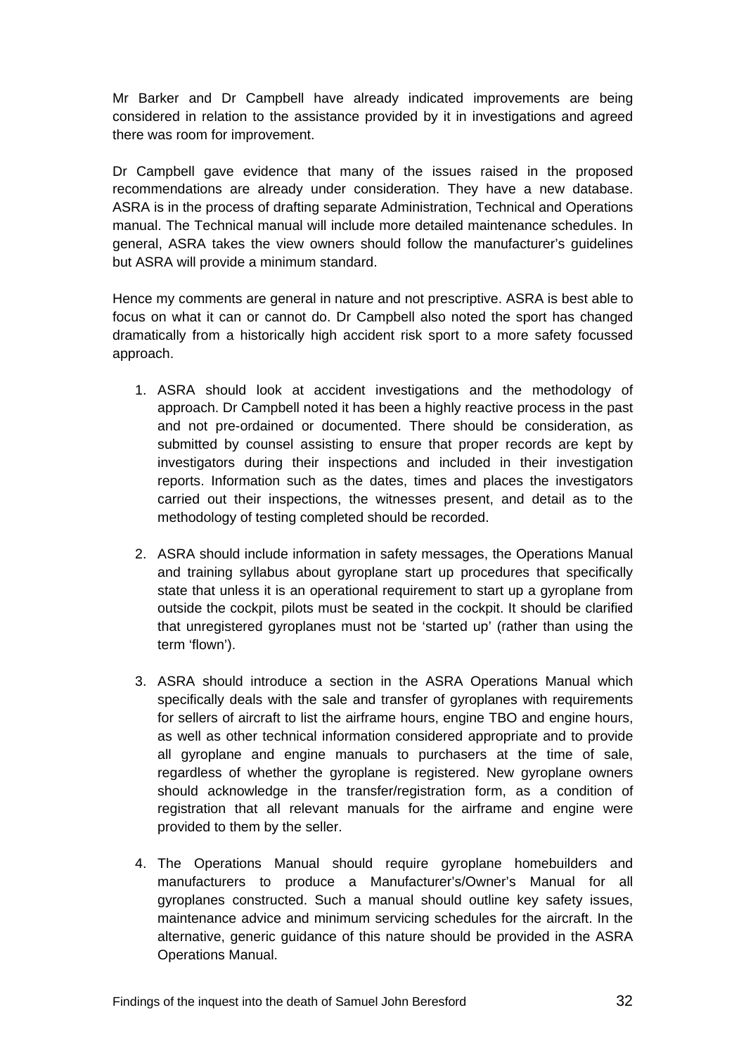Mr Barker and Dr Campbell have already indicated improvements are being considered in relation to the assistance provided by it in investigations and agreed there was room for improvement.

Dr Campbell gave evidence that many of the issues raised in the proposed recommendations are already under consideration. They have a new database. ASRA is in the process of drafting separate Administration, Technical and Operations manual. The Technical manual will include more detailed maintenance schedules. In general, ASRA takes the view owners should follow the manufacturer's guidelines but ASRA will provide a minimum standard.

Hence my comments are general in nature and not prescriptive. ASRA is best able to focus on what it can or cannot do. Dr Campbell also noted the sport has changed dramatically from a historically high accident risk sport to a more safety focussed approach.

1. ASRA should look at accident investigations and the methodology of approach. Dr Campbell noted it has been a highly reactive process in the past and not pre-ordained or documented. There should be consideration, as submitted by counsel assisting to ensure that proper records are kept by investigators during their inspections and included in their investigation reports. Information such as the dates, times and places the investigators carried out their inspections, the witnesses present, and detail as to the methodology of testing completed should be recorded.

2. ASRA should include information in safety messages, the Operations Manual and training syllabus about gyroplane start up procedures that specifically state that unless it is an operational requirement to start up a gyroplane from outside the cockpit, pilots must be seated in the cockpit. It should be clarified that unregistered gyroplanes must not be 'started up' (rather than using the term 'flown').

3. ASRA should introduce a section in the ASRA Operations Manual which specifically deals with the sale and transfer of gyroplanes with requirements for sellers of aircraft to list the airframe hours, engine TBO and engine hours, as well as other technical information considered appropriate and to provide all gyroplane and engine manuals to purchasers at the time of sale, regardless of whether the gyroplane is registered. New gyroplane owners should acknowledge in the transfer/registration form, as a condition of registration that all relevant manuals for the airframe and engine were provided to them by the seller.

4. The Operations Manual should require gyroplane homebuilders and manufacturers to produce a Manufacturer's/Owner's Manual for all gyroplanes constructed. Such a manual should outline key safety issues, maintenance advice and minimum servicing schedules for the aircraft. In the alternative, generic guidance of this nature should be provided in the ASRA Operations Manual.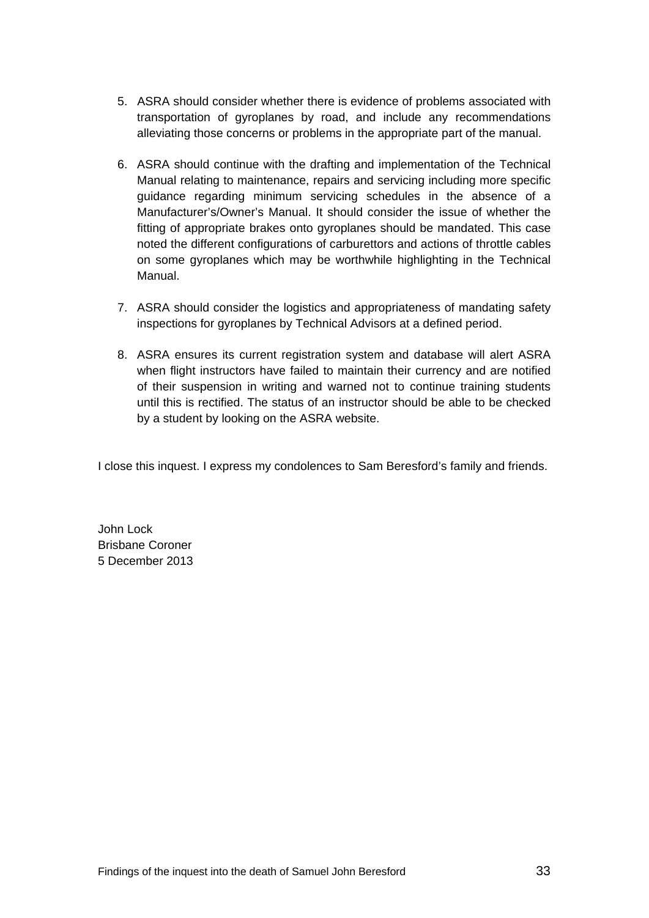5. ASRA should consider whether there is evidence of problems associated with transportation of gyroplanes by road, and include any recommendations alleviating those concerns or problems in the appropriate part of the manual.

6. ASRA should continue with the drafting and implementation of the Technical Manual relating to maintenance, repairs and servicing including more specific guidance regarding minimum servicing schedules in the absence of a Manufacturer's/Owner's Manual. It should consider the issue of whether the fitting of appropriate brakes onto gyroplanes should be mandated. This case noted the different configurations of carburettors and actions of throttle cables on some gyroplanes which may be worthwhile highlighting in the Technical Manual.

7. ASRA should consider the logistics and appropriateness of mandating safety inspections for gyroplanes by Technical Advisors at a defined period.

8. ASRA ensures its current registration system and database will alert ASRA when flight instructors have failed to maintain their currency and are notified of their suspension in writing and warned not to continue training students until this is rectified. The status of an instructor should be able to be checked by a student by looking on the ASRA website.

I close this inquest. I express my condolences to Sam Beresford's family and friends.

John Lock  
Brisbane Coroner  
5 December 2013